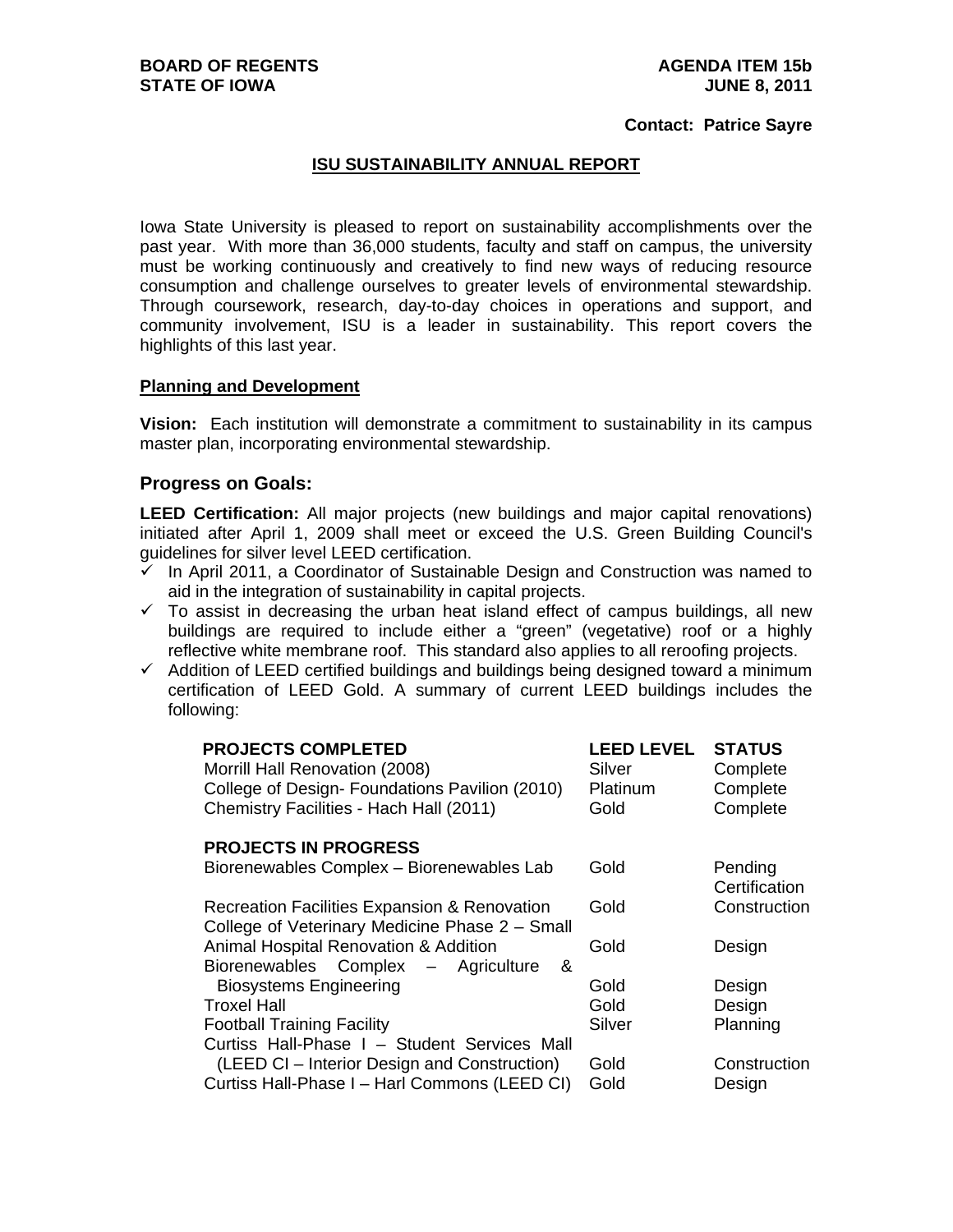**BOARD OF REGENTS**
**STATE OF IOWA**

**AGENDA ITEM 15b**
**JUNE 8, 2011**

**Contact: Patrice Sayre**

# ISU SUSTAINABILITY ANNUAL REPORT

Iowa State University is pleased to report on sustainability accomplishments over the past year. With more than 36,000 students, faculty and staff on campus, the university must be working continuously and creatively to find new ways of reducing resource consumption and challenge ourselves to greater levels of environmental stewardship. Through coursework, research, day-to-day choices in operations and support, and community involvement, ISU is a leader in sustainability. This report covers the highlights of this last year.

## Planning and Development

**Vision:** Each institution will demonstrate a commitment to sustainability in its campus master plan, incorporating environmental stewardship.

### Progress on Goals:

**LEED Certification:** All major projects (new buildings and major capital renovations) initiated after April 1, 2009 shall meet or exceed the U.S. Green Building Council's guidelines for silver level LEED certification.

- ✓ In April 2011, a Coordinator of Sustainable Design and Construction was named to aid in the integration of sustainability in capital projects.
- ✓ To assist in decreasing the urban heat island effect of campus buildings, all new buildings are required to include either a "green" (vegetative) roof or a highly reflective white membrane roof. This standard also applies to all reroofing projects.
- ✓ Addition of LEED certified buildings and buildings being designed toward a minimum certification of LEED Gold. A summary of current LEED buildings includes the following:

| PROJECTS COMPLETED | LEED LEVEL | STATUS |
|---|---|---|
| Morrill Hall Renovation (2008) | Silver | Complete |
| College of Design- Foundations Pavilion (2010) | Platinum | Complete |
| Chemistry Facilities - Hach Hall (2011) | Gold | Complete |
| **PROJECTS IN PROGRESS** | | |
| Biorenewables Complex – Biorenewables Lab | Gold | Pending Certification |
| Recreation Facilities Expansion & Renovation | Gold | Construction |
| College of Veterinary Medicine Phase 2 – Small Animal Hospital Renovation & Addition | Gold | Design |
| Biorenewables Complex – Agriculture & Biosystems Engineering | Gold | Design |
| Troxel Hall | Gold | Design |
| Football Training Facility | Silver | Planning |
| Curtiss Hall-Phase I – Student Services Mall (LEED CI – Interior Design and Construction) | Gold | Construction |
| Curtiss Hall-Phase I – Harl Commons (LEED CI) | Gold | Design |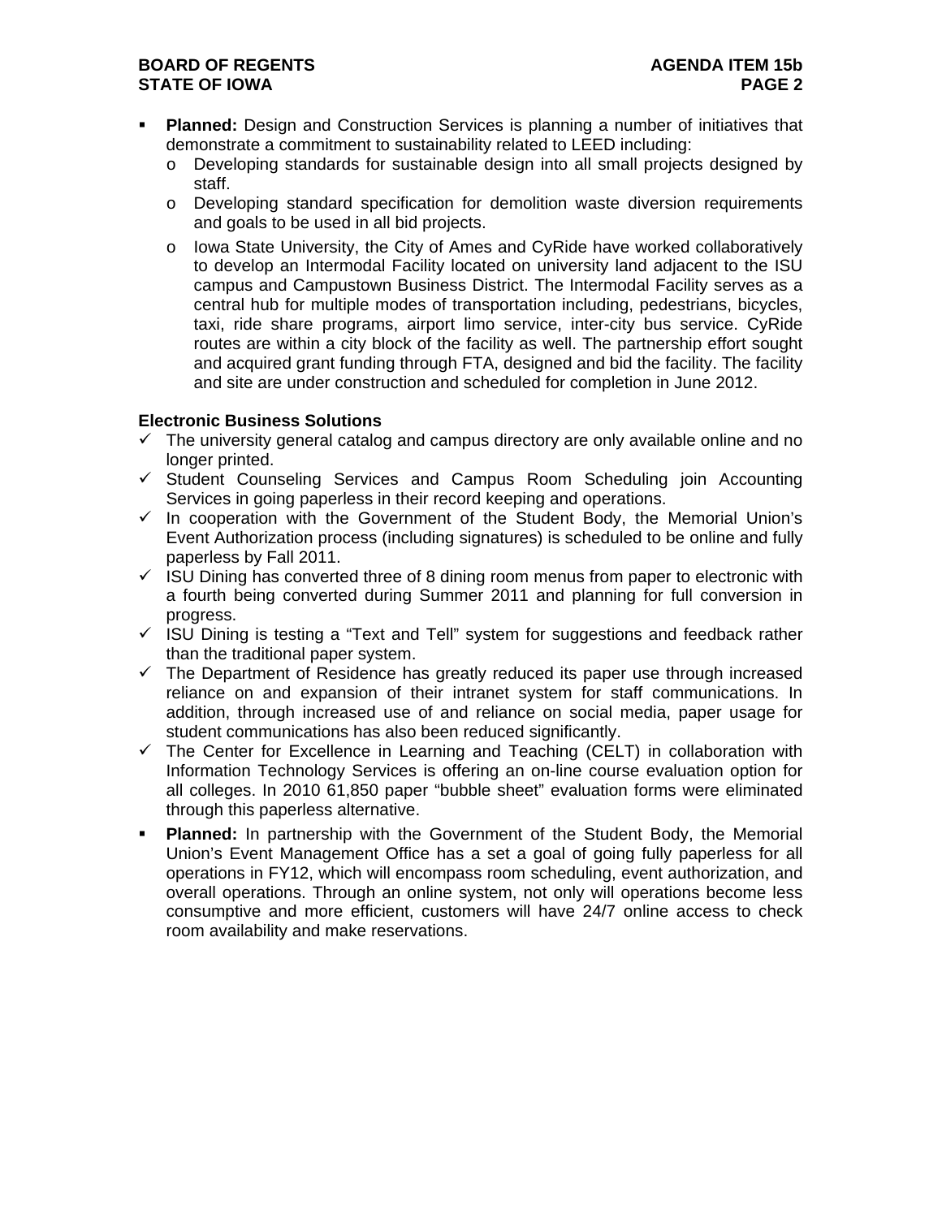- **Planned:** Design and Construction Services is planning a number of initiatives that demonstrate a commitment to sustainability related to LEED including:
  - Developing standards for sustainable design into all small projects designed by staff.
  - Developing standard specification for demolition waste diversion requirements and goals to be used in all bid projects.
  - Iowa State University, the City of Ames and CyRide have worked collaboratively to develop an Intermodal Facility located on university land adjacent to the ISU campus and Campustown Business District. The Intermodal Facility serves as a central hub for multiple modes of transportation including, pedestrians, bicycles, taxi, ride share programs, airport limo service, inter-city bus service. CyRide routes are within a city block of the facility as well. The partnership effort sought and acquired grant funding through FTA, designed and bid the facility. The facility and site are under construction and scheduled for completion in June 2012.

**Electronic Business Solutions**

- ✓ The university general catalog and campus directory are only available online and no longer printed.
- ✓ Student Counseling Services and Campus Room Scheduling join Accounting Services in going paperless in their record keeping and operations.
- ✓ In cooperation with the Government of the Student Body, the Memorial Union's Event Authorization process (including signatures) is scheduled to be online and fully paperless by Fall 2011.
- ✓ ISU Dining has converted three of 8 dining room menus from paper to electronic with a fourth being converted during Summer 2011 and planning for full conversion in progress.
- ✓ ISU Dining is testing a "Text and Tell" system for suggestions and feedback rather than the traditional paper system.
- ✓ The Department of Residence has greatly reduced its paper use through increased reliance on and expansion of their intranet system for staff communications. In addition, through increased use of and reliance on social media, paper usage for student communications has also been reduced significantly.
- ✓ The Center for Excellence in Learning and Teaching (CELT) in collaboration with Information Technology Services is offering an on-line course evaluation option for all colleges. In 2010 61,850 paper "bubble sheet" evaluation forms were eliminated through this paperless alternative.

- **Planned:** In partnership with the Government of the Student Body, the Memorial Union's Event Management Office has a set a goal of going fully paperless for all operations in FY12, which will encompass room scheduling, event authorization, and overall operations. Through an online system, not only will operations become less consumptive and more efficient, customers will have 24/7 online access to check room availability and make reservations.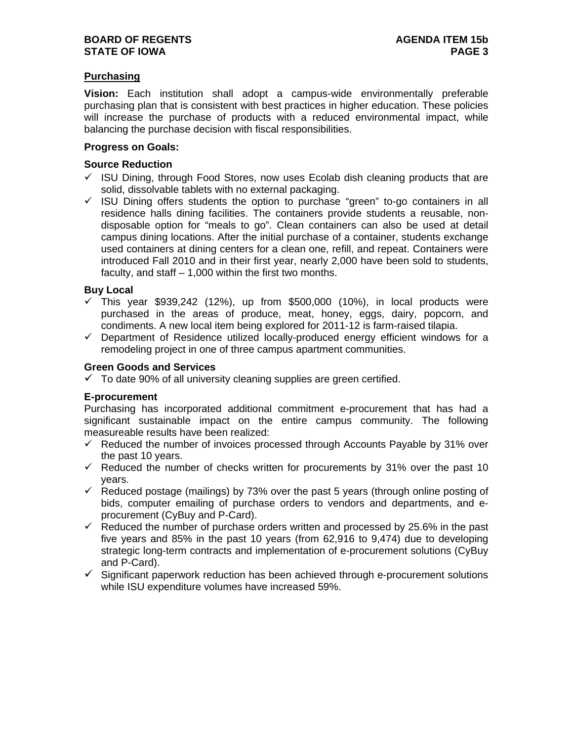## Purchasing

**Vision:** Each institution shall adopt a campus-wide environmentally preferable purchasing plan that is consistent with best practices in higher education. These policies will increase the purchase of products with a reduced environmental impact, while balancing the purchase decision with fiscal responsibilities.

**Progress on Goals:**

**Source Reduction**

- ✓ ISU Dining, through Food Stores, now uses Ecolab dish cleaning products that are solid, dissolvable tablets with no external packaging.
- ✓ ISU Dining offers students the option to purchase "green" to-go containers in all residence halls dining facilities. The containers provide students a reusable, non-disposable option for "meals to go". Clean containers can also be used at detail campus dining locations. After the initial purchase of a container, students exchange used containers at dining centers for a clean one, refill, and repeat. Containers were introduced Fall 2010 and in their first year, nearly 2,000 have been sold to students, faculty, and staff – 1,000 within the first two months.

**Buy Local**

- ✓ This year $939,242 (12%), up from $500,000 (10%), in local products were purchased in the areas of produce, meat, honey, eggs, dairy, popcorn, and condiments. A new local item being explored for 2011-12 is farm-raised tilapia.
- ✓ Department of Residence utilized locally-produced energy efficient windows for a remodeling project in one of three campus apartment communities.

**Green Goods and Services**

- ✓ To date 90% of all university cleaning supplies are green certified.

**E-procurement**

Purchasing has incorporated additional commitment e-procurement that has had a significant sustainable impact on the entire campus community. The following measureable results have been realized:

- ✓ Reduced the number of invoices processed through Accounts Payable by 31% over the past 10 years.
- ✓ Reduced the number of checks written for procurements by 31% over the past 10 years.
- ✓ Reduced postage (mailings) by 73% over the past 5 years (through online posting of bids, computer emailing of purchase orders to vendors and departments, and e-procurement (CyBuy and P-Card).
- ✓ Reduced the number of purchase orders written and processed by 25.6% in the past five years and 85% in the past 10 years (from 62,916 to 9,474) due to developing strategic long-term contracts and implementation of e-procurement solutions (CyBuy and P-Card).
- ✓ Significant paperwork reduction has been achieved through e-procurement solutions while ISU expenditure volumes have increased 59%.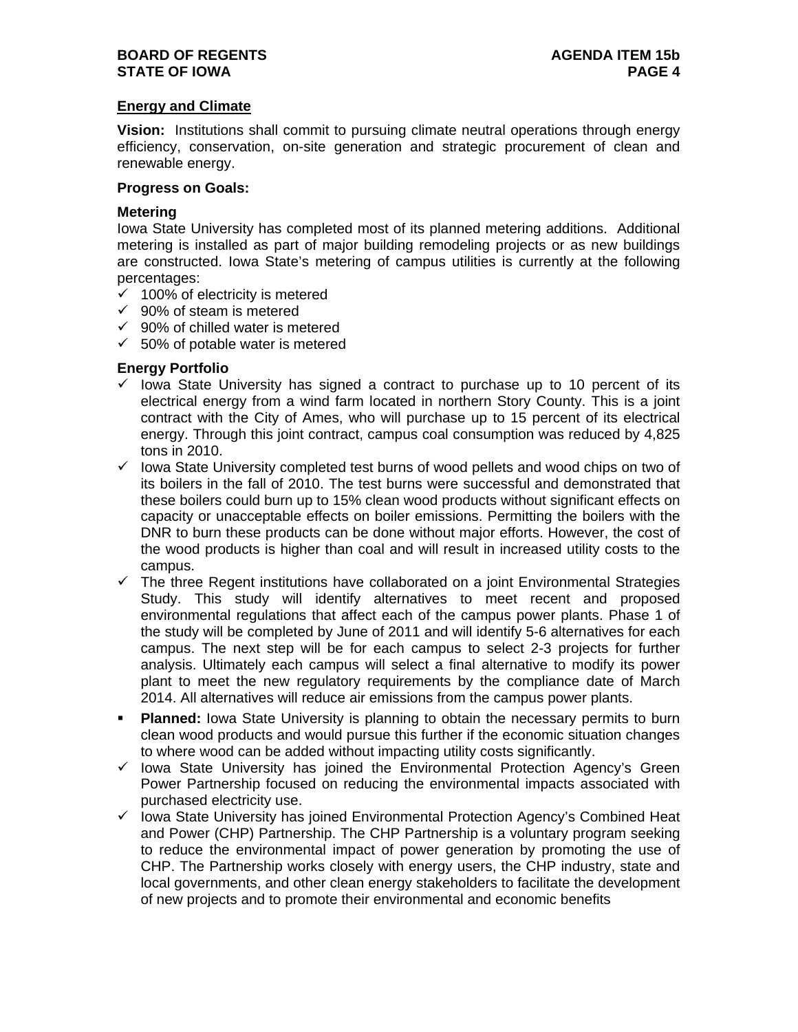## Energy and Climate

**Vision:** Institutions shall commit to pursuing climate neutral operations through energy efficiency, conservation, on-site generation and strategic procurement of clean and renewable energy.

**Progress on Goals:**

### Metering

Iowa State University has completed most of its planned metering additions. Additional metering is installed as part of major building remodeling projects or as new buildings are constructed. Iowa State's metering of campus utilities is currently at the following percentages:

- ✓ 100% of electricity is metered
- ✓ 90% of steam is metered
- ✓ 90% of chilled water is metered
- ✓ 50% of potable water is metered

### Energy Portfolio

- ✓ Iowa State University has signed a contract to purchase up to 10 percent of its electrical energy from a wind farm located in northern Story County. This is a joint contract with the City of Ames, who will purchase up to 15 percent of its electrical energy. Through this joint contract, campus coal consumption was reduced by 4,825 tons in 2010.
- ✓ Iowa State University completed test burns of wood pellets and wood chips on two of its boilers in the fall of 2010. The test burns were successful and demonstrated that these boilers could burn up to 15% clean wood products without significant effects on capacity or unacceptable effects on boiler emissions. Permitting the boilers with the DNR to burn these products can be done without major efforts. However, the cost of the wood products is higher than coal and will result in increased utility costs to the campus.
- ✓ The three Regent institutions have collaborated on a joint Environmental Strategies Study. This study will identify alternatives to meet recent and proposed environmental regulations that affect each of the campus power plants. Phase 1 of the study will be completed by June of 2011 and will identify 5-6 alternatives for each campus. The next step will be for each campus to select 2-3 projects for further analysis. Ultimately each campus will select a final alternative to modify its power plant to meet the new regulatory requirements by the compliance date of March 2014. All alternatives will reduce air emissions from the campus power plants.
- **Planned:** Iowa State University is planning to obtain the necessary permits to burn clean wood products and would pursue this further if the economic situation changes to where wood can be added without impacting utility costs significantly.
- ✓ Iowa State University has joined the Environmental Protection Agency's Green Power Partnership focused on reducing the environmental impacts associated with purchased electricity use.
- ✓ Iowa State University has joined Environmental Protection Agency's Combined Heat and Power (CHP) Partnership. The CHP Partnership is a voluntary program seeking to reduce the environmental impact of power generation by promoting the use of CHP. The Partnership works closely with energy users, the CHP industry, state and local governments, and other clean energy stakeholders to facilitate the development of new projects and to promote their environmental and economic benefits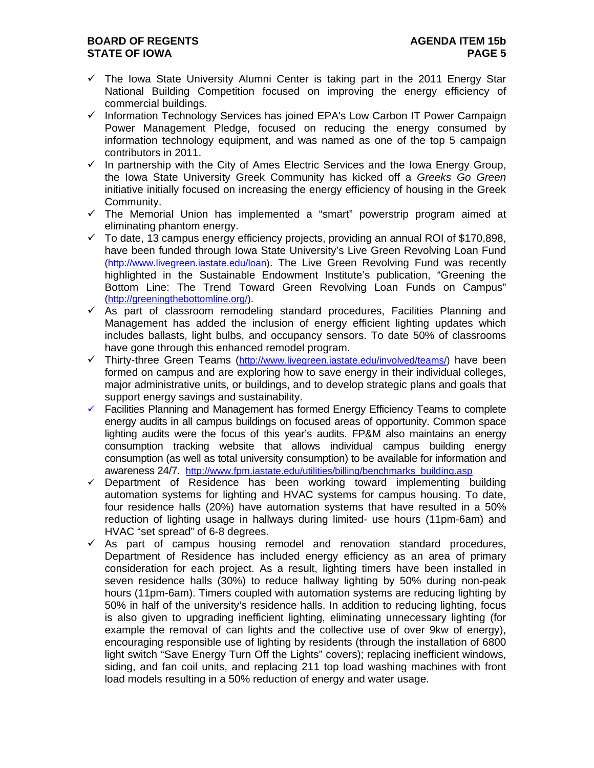- ✓ The Iowa State University Alumni Center is taking part in the 2011 Energy Star National Building Competition focused on improving the energy efficiency of commercial buildings.
- ✓ Information Technology Services has joined EPA's Low Carbon IT Power Campaign Power Management Pledge, focused on reducing the energy consumed by information technology equipment, and was named as one of the top 5 campaign contributors in 2011.
- ✓ In partnership with the City of Ames Electric Services and the Iowa Energy Group, the Iowa State University Greek Community has kicked off a *Greeks Go Green* initiative initially focused on increasing the energy efficiency of housing in the Greek Community.
- ✓ The Memorial Union has implemented a "smart" powerstrip program aimed at eliminating phantom energy.
- ✓ To date, 13 campus energy efficiency projects, providing an annual ROI of $170,898, have been funded through Iowa State University's Live Green Revolving Loan Fund (http://www.livegreen.iastate.edu/loan). The Live Green Revolving Fund was recently highlighted in the Sustainable Endowment Institute's publication, "Greening the Bottom Line: The Trend Toward Green Revolving Loan Funds on Campus" (http://greeningthebottomline.org/).
- ✓ As part of classroom remodeling standard procedures, Facilities Planning and Management has added the inclusion of energy efficient lighting updates which includes ballasts, light bulbs, and occupancy sensors. To date 50% of classrooms have gone through this enhanced remodel program.
- ✓ Thirty-three Green Teams (http://www.livegreen.iastate.edu/involved/teams/) have been formed on campus and are exploring how to save energy in their individual colleges, major administrative units, or buildings, and to develop strategic plans and goals that support energy savings and sustainability.
- ✓ Facilities Planning and Management has formed Energy Efficiency Teams to complete energy audits in all campus buildings on focused areas of opportunity. Common space lighting audits were the focus of this year's audits. FP&M also maintains an energy consumption tracking website that allows individual campus building energy consumption (as well as total university consumption) to be available for information and awareness 24/7. http://www.fpm.iastate.edu/utilities/billing/benchmarks_building.asp
- ✓ Department of Residence has been working toward implementing building automation systems for lighting and HVAC systems for campus housing. To date, four residence halls (20%) have automation systems that have resulted in a 50% reduction of lighting usage in hallways during limited- use hours (11pm-6am) and HVAC "set spread" of 6-8 degrees.
- ✓ As part of campus housing remodel and renovation standard procedures, Department of Residence has included energy efficiency as an area of primary consideration for each project. As a result, lighting timers have been installed in seven residence halls (30%) to reduce hallway lighting by 50% during non-peak hours (11pm-6am). Timers coupled with automation systems are reducing lighting by 50% in half of the university's residence halls. In addition to reducing lighting, focus is also given to upgrading inefficient lighting, eliminating unnecessary lighting (for example the removal of can lights and the collective use of over 9kw of energy), encouraging responsible use of lighting by residents (through the installation of 6800 light switch "Save Energy Turn Off the Lights" covers); replacing inefficient windows, siding, and fan coil units, and replacing 211 top load washing machines with front load models resulting in a 50% reduction of energy and water usage.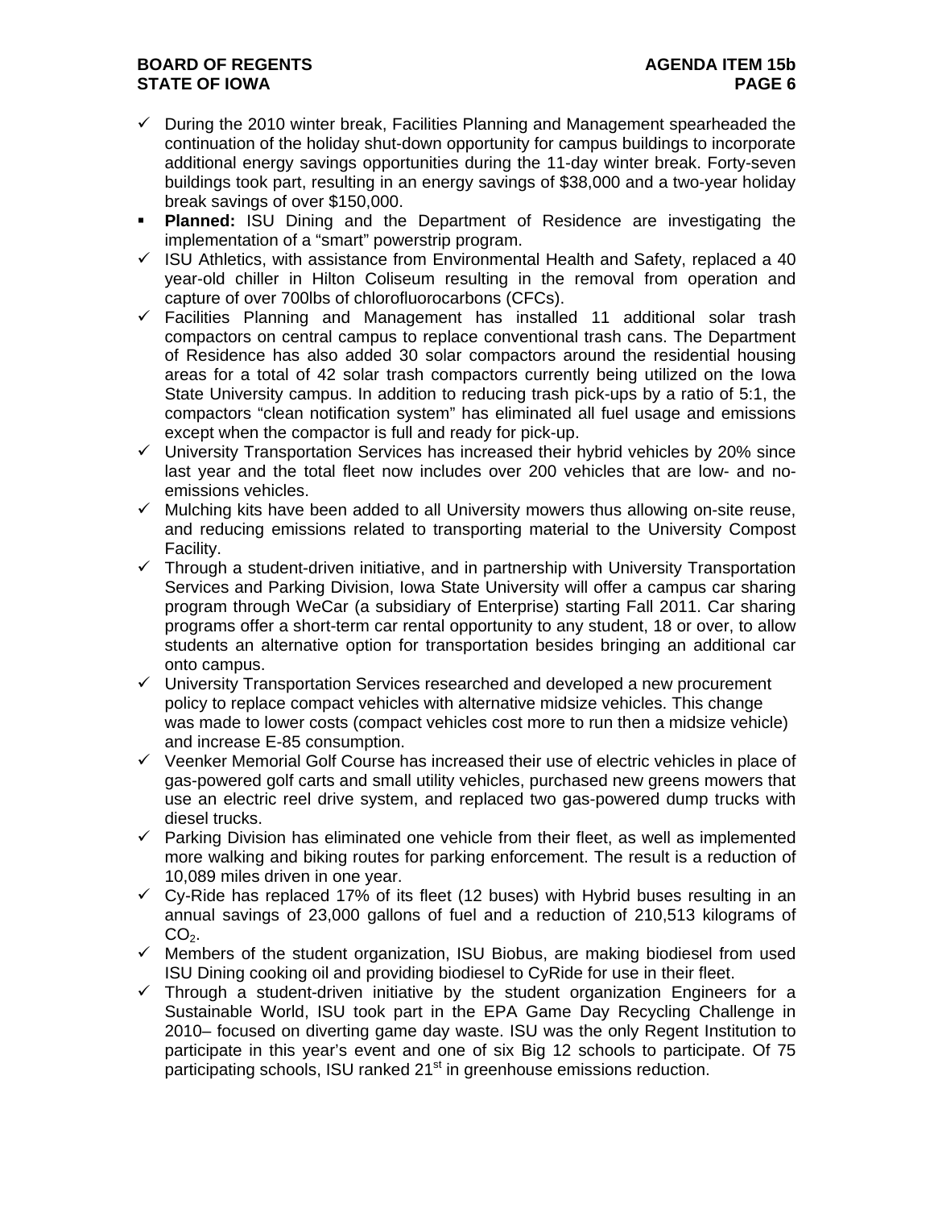- ✓ During the 2010 winter break, Facilities Planning and Management spearheaded the continuation of the holiday shut-down opportunity for campus buildings to incorporate additional energy savings opportunities during the 11-day winter break. Forty-seven buildings took part, resulting in an energy savings of $38,000 and a two-year holiday break savings of over $150,000.
- **Planned:** ISU Dining and the Department of Residence are investigating the implementation of a "smart" powerstrip program.
- ✓ ISU Athletics, with assistance from Environmental Health and Safety, replaced a 40 year-old chiller in Hilton Coliseum resulting in the removal from operation and capture of over 700lbs of chlorofluorocarbons (CFCs).
- ✓ Facilities Planning and Management has installed 11 additional solar trash compactors on central campus to replace conventional trash cans. The Department of Residence has also added 30 solar compactors around the residential housing areas for a total of 42 solar trash compactors currently being utilized on the Iowa State University campus. In addition to reducing trash pick-ups by a ratio of 5:1, the compactors "clean notification system" has eliminated all fuel usage and emissions except when the compactor is full and ready for pick-up.
- ✓ University Transportation Services has increased their hybrid vehicles by 20% since last year and the total fleet now includes over 200 vehicles that are low- and no-emissions vehicles.
- ✓ Mulching kits have been added to all University mowers thus allowing on-site reuse, and reducing emissions related to transporting material to the University Compost Facility.
- ✓ Through a student-driven initiative, and in partnership with University Transportation Services and Parking Division, Iowa State University will offer a campus car sharing program through WeCar (a subsidiary of Enterprise) starting Fall 2011. Car sharing programs offer a short-term car rental opportunity to any student, 18 or over, to allow students an alternative option for transportation besides bringing an additional car onto campus.
- ✓ University Transportation Services researched and developed a new procurement policy to replace compact vehicles with alternative midsize vehicles. This change was made to lower costs (compact vehicles cost more to run then a midsize vehicle) and increase E-85 consumption.
- ✓ Veenker Memorial Golf Course has increased their use of electric vehicles in place of gas-powered golf carts and small utility vehicles, purchased new greens mowers that use an electric reel drive system, and replaced two gas-powered dump trucks with diesel trucks.
- ✓ Parking Division has eliminated one vehicle from their fleet, as well as implemented more walking and biking routes for parking enforcement. The result is a reduction of 10,089 miles driven in one year.
- ✓ Cy-Ride has replaced 17% of its fleet (12 buses) with Hybrid buses resulting in an annual savings of 23,000 gallons of fuel and a reduction of 210,513 kilograms of $CO_2$.
- ✓ Members of the student organization, ISU Biobus, are making biodiesel from used ISU Dining cooking oil and providing biodiesel to CyRide for use in their fleet.
- ✓ Through a student-driven initiative by the student organization Engineers for a Sustainable World, ISU took part in the EPA Game Day Recycling Challenge in 2010– focused on diverting game day waste. ISU was the only Regent Institution to participate in this year's event and one of six Big 12 schools to participate. Of 75 participating schools, ISU ranked 21st in greenhouse emissions reduction.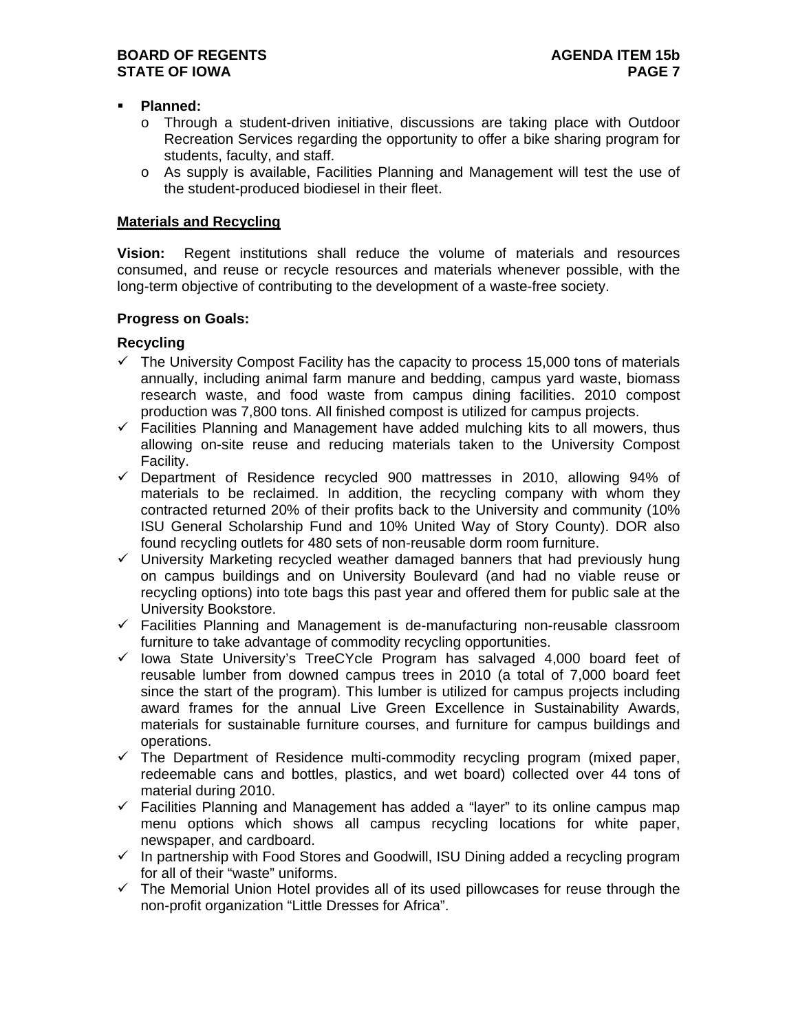- **Planned:**
  - Through a student-driven initiative, discussions are taking place with Outdoor Recreation Services regarding the opportunity to offer a bike sharing program for students, faculty, and staff.
  - As supply is available, Facilities Planning and Management will test the use of the student-produced biodiesel in their fleet.

## Materials and Recycling

**Vision:** Regent institutions shall reduce the volume of materials and resources consumed, and reuse or recycle resources and materials whenever possible, with the long-term objective of contributing to the development of a waste-free society.

**Progress on Goals:**

**Recycling**

- ✓ The University Compost Facility has the capacity to process 15,000 tons of materials annually, including animal farm manure and bedding, campus yard waste, biomass research waste, and food waste from campus dining facilities. 2010 compost production was 7,800 tons. All finished compost is utilized for campus projects.
- ✓ Facilities Planning and Management have added mulching kits to all mowers, thus allowing on-site reuse and reducing materials taken to the University Compost Facility.
- ✓ Department of Residence recycled 900 mattresses in 2010, allowing 94% of materials to be reclaimed. In addition, the recycling company with whom they contracted returned 20% of their profits back to the University and community (10% ISU General Scholarship Fund and 10% United Way of Story County). DOR also found recycling outlets for 480 sets of non-reusable dorm room furniture.
- ✓ University Marketing recycled weather damaged banners that had previously hung on campus buildings and on University Boulevard (and had no viable reuse or recycling options) into tote bags this past year and offered them for public sale at the University Bookstore.
- ✓ Facilities Planning and Management is de-manufacturing non-reusable classroom furniture to take advantage of commodity recycling opportunities.
- ✓ Iowa State University's TreeCYcle Program has salvaged 4,000 board feet of reusable lumber from downed campus trees in 2010 (a total of 7,000 board feet since the start of the program). This lumber is utilized for campus projects including award frames for the annual Live Green Excellence in Sustainability Awards, materials for sustainable furniture courses, and furniture for campus buildings and operations.
- ✓ The Department of Residence multi-commodity recycling program (mixed paper, redeemable cans and bottles, plastics, and wet board) collected over 44 tons of material during 2010.
- ✓ Facilities Planning and Management has added a "layer" to its online campus map menu options which shows all campus recycling locations for white paper, newspaper, and cardboard.
- ✓ In partnership with Food Stores and Goodwill, ISU Dining added a recycling program for all of their "waste" uniforms.
- ✓ The Memorial Union Hotel provides all of its used pillowcases for reuse through the non-profit organization "Little Dresses for Africa".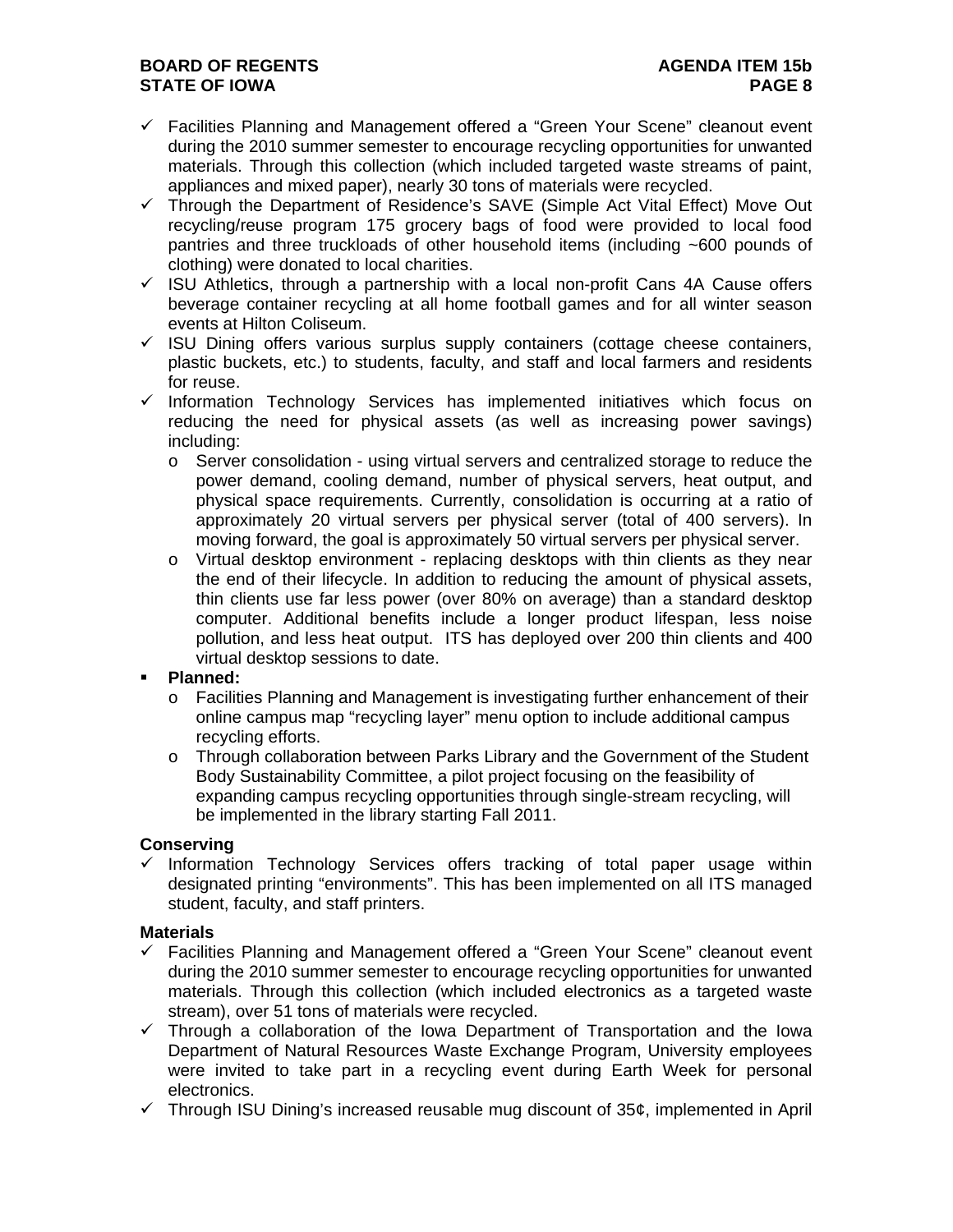- ✓ Facilities Planning and Management offered a "Green Your Scene" cleanout event during the 2010 summer semester to encourage recycling opportunities for unwanted materials. Through this collection (which included targeted waste streams of paint, appliances and mixed paper), nearly 30 tons of materials were recycled.
- ✓ Through the Department of Residence's SAVE (Simple Act Vital Effect) Move Out recycling/reuse program 175 grocery bags of food were provided to local food pantries and three truckloads of other household items (including ~600 pounds of clothing) were donated to local charities.
- ✓ ISU Athletics, through a partnership with a local non-profit Cans 4A Cause offers beverage container recycling at all home football games and for all winter season events at Hilton Coliseum.
- ✓ ISU Dining offers various surplus supply containers (cottage cheese containers, plastic buckets, etc.) to students, faculty, and staff and local farmers and residents for reuse.
- ✓ Information Technology Services has implemented initiatives which focus on reducing the need for physical assets (as well as increasing power savings) including:
  - Server consolidation - using virtual servers and centralized storage to reduce the power demand, cooling demand, number of physical servers, heat output, and physical space requirements. Currently, consolidation is occurring at a ratio of approximately 20 virtual servers per physical server (total of 400 servers). In moving forward, the goal is approximately 50 virtual servers per physical server.
  - Virtual desktop environment - replacing desktops with thin clients as they near the end of their lifecycle. In addition to reducing the amount of physical assets, thin clients use far less power (over 80% on average) than a standard desktop computer. Additional benefits include a longer product lifespan, less noise pollution, and less heat output. ITS has deployed over 200 thin clients and 400 virtual desktop sessions to date.

- **Planned:**
  - Facilities Planning and Management is investigating further enhancement of their online campus map "recycling layer" menu option to include additional campus recycling efforts.
  - Through collaboration between Parks Library and the Government of the Student Body Sustainability Committee, a pilot project focusing on the feasibility of expanding campus recycling opportunities through single-stream recycling, will be implemented in the library starting Fall 2011.

**Conserving**

- ✓ Information Technology Services offers tracking of total paper usage within designated printing "environments". This has been implemented on all ITS managed student, faculty, and staff printers.

**Materials**

- ✓ Facilities Planning and Management offered a "Green Your Scene" cleanout event during the 2010 summer semester to encourage recycling opportunities for unwanted materials. Through this collection (which included electronics as a targeted waste stream), over 51 tons of materials were recycled.
- ✓ Through a collaboration of the Iowa Department of Transportation and the Iowa Department of Natural Resources Waste Exchange Program, University employees were invited to take part in a recycling event during Earth Week for personal electronics.
- ✓ Through ISU Dining's increased reusable mug discount of 35¢, implemented in April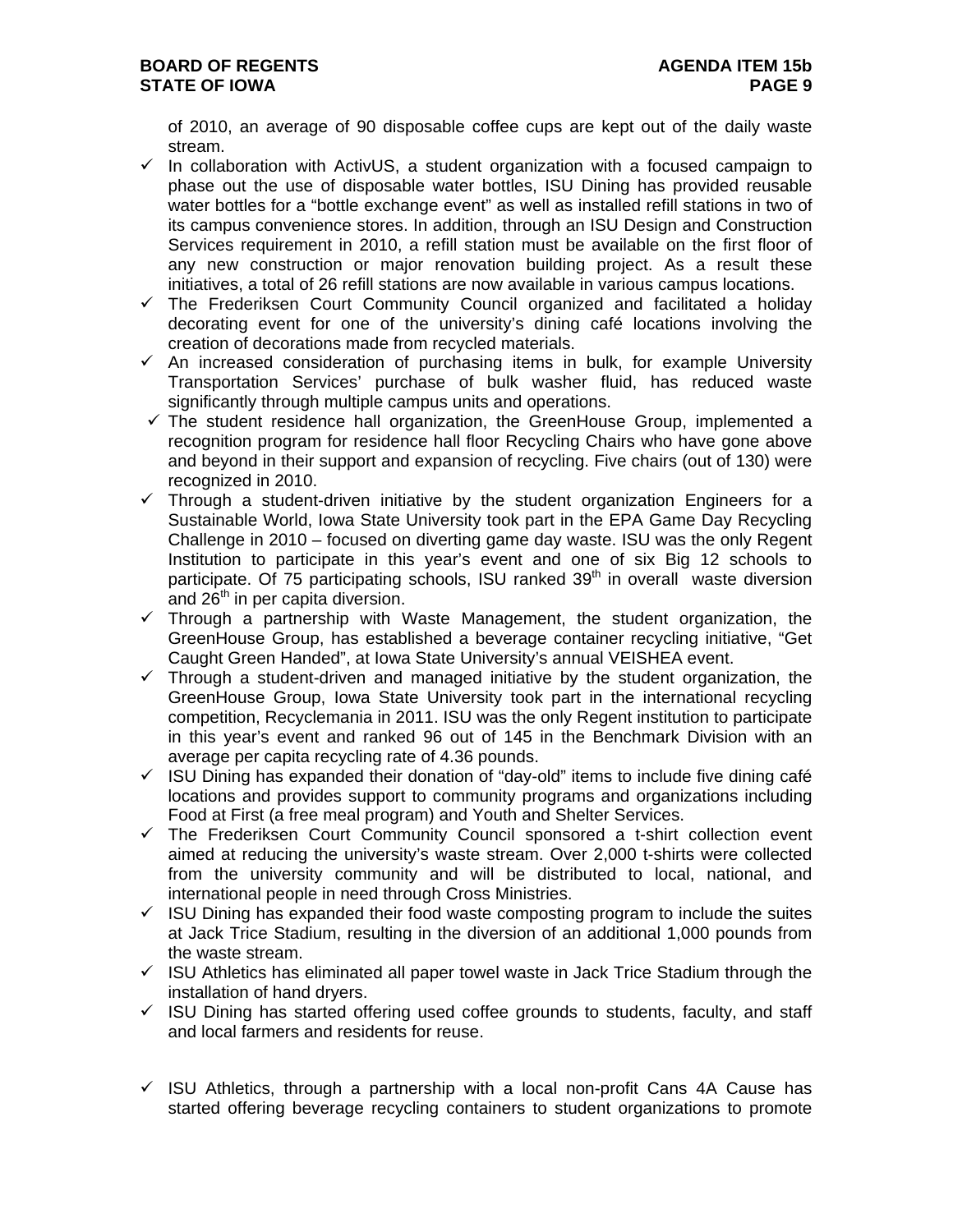of 2010, an average of 90 disposable coffee cups are kept out of the daily waste stream.

- ✓ In collaboration with ActivUS, a student organization with a focused campaign to phase out the use of disposable water bottles, ISU Dining has provided reusable water bottles for a "bottle exchange event" as well as installed refill stations in two of its campus convenience stores. In addition, through an ISU Design and Construction Services requirement in 2010, a refill station must be available on the first floor of any new construction or major renovation building project. As a result these initiatives, a total of 26 refill stations are now available in various campus locations.
- ✓ The Frederiksen Court Community Council organized and facilitated a holiday decorating event for one of the university's dining café locations involving the creation of decorations made from recycled materials.
- ✓ An increased consideration of purchasing items in bulk, for example University Transportation Services' purchase of bulk washer fluid, has reduced waste significantly through multiple campus units and operations.
- ✓ The student residence hall organization, the GreenHouse Group, implemented a recognition program for residence hall floor Recycling Chairs who have gone above and beyond in their support and expansion of recycling. Five chairs (out of 130) were recognized in 2010.
- ✓ Through a student-driven initiative by the student organization Engineers for a Sustainable World, Iowa State University took part in the EPA Game Day Recycling Challenge in 2010 – focused on diverting game day waste. ISU was the only Regent Institution to participate in this year's event and one of six Big 12 schools to participate. Of 75 participating schools, ISU ranked 39th in overall waste diversion and 26th in per capita diversion.
- ✓ Through a partnership with Waste Management, the student organization, the GreenHouse Group, has established a beverage container recycling initiative, "Get Caught Green Handed", at Iowa State University's annual VEISHEA event.
- ✓ Through a student-driven and managed initiative by the student organization, the GreenHouse Group, Iowa State University took part in the international recycling competition, Recyclemania in 2011. ISU was the only Regent institution to participate in this year's event and ranked 96 out of 145 in the Benchmark Division with an average per capita recycling rate of 4.36 pounds.
- ✓ ISU Dining has expanded their donation of "day-old" items to include five dining café locations and provides support to community programs and organizations including Food at First (a free meal program) and Youth and Shelter Services.
- ✓ The Frederiksen Court Community Council sponsored a t-shirt collection event aimed at reducing the university's waste stream. Over 2,000 t-shirts were collected from the university community and will be distributed to local, national, and international people in need through Cross Ministries.
- ✓ ISU Dining has expanded their food waste composting program to include the suites at Jack Trice Stadium, resulting in the diversion of an additional 1,000 pounds from the waste stream.
- ✓ ISU Athletics has eliminated all paper towel waste in Jack Trice Stadium through the installation of hand dryers.
- ✓ ISU Dining has started offering used coffee grounds to students, faculty, and staff and local farmers and residents for reuse.
- ✓ ISU Athletics, through a partnership with a local non-profit Cans 4A Cause has started offering beverage recycling containers to student organizations to promote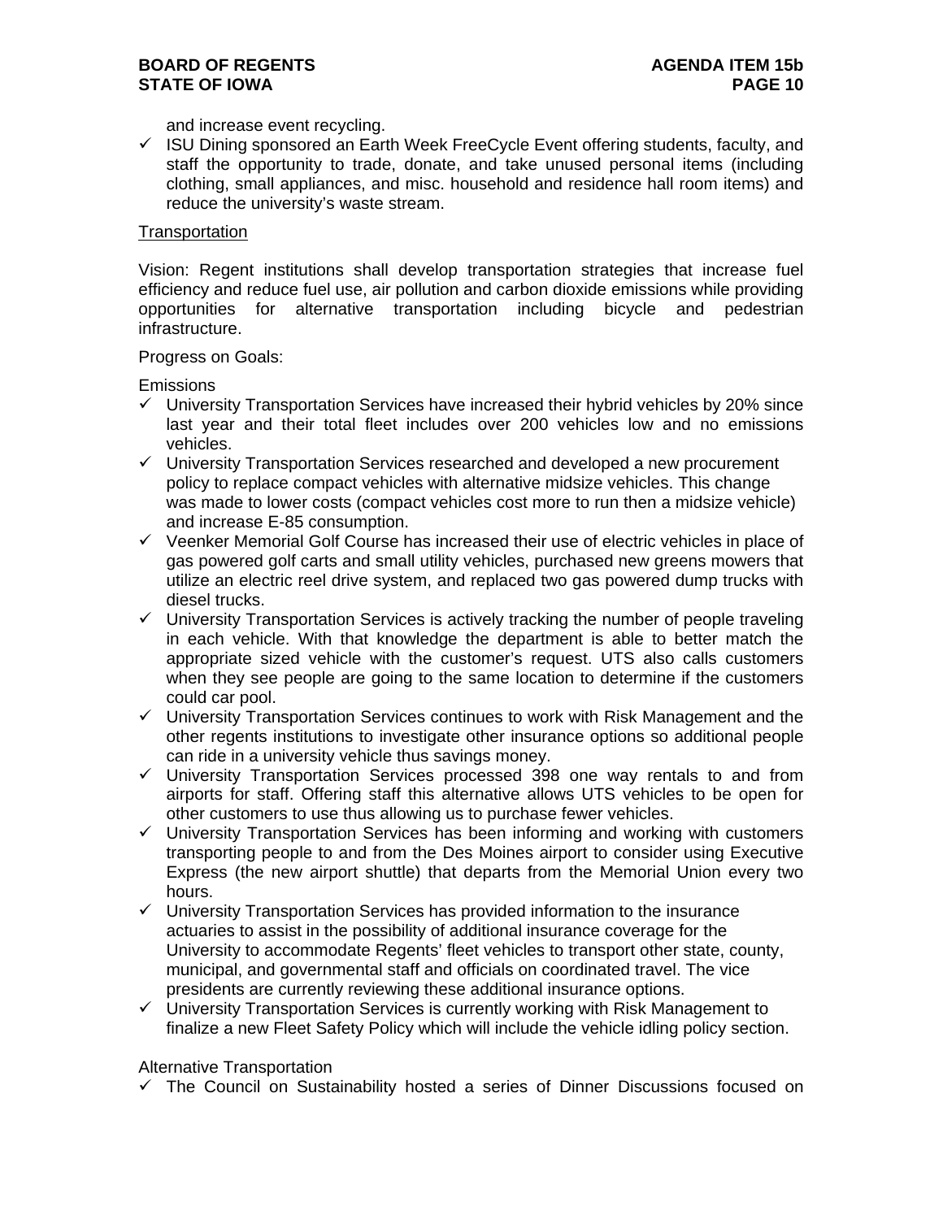and increase event recycling.

- ✓ ISU Dining sponsored an Earth Week FreeCycle Event offering students, faculty, and staff the opportunity to trade, donate, and take unused personal items (including clothing, small appliances, and misc. household and residence hall room items) and reduce the university's waste stream.

Transportation

Vision: Regent institutions shall develop transportation strategies that increase fuel efficiency and reduce fuel use, air pollution and carbon dioxide emissions while providing opportunities for alternative transportation including bicycle and pedestrian infrastructure.

Progress on Goals:

Emissions

- ✓ University Transportation Services have increased their hybrid vehicles by 20% since last year and their total fleet includes over 200 vehicles low and no emissions vehicles.
- ✓ University Transportation Services researched and developed a new procurement policy to replace compact vehicles with alternative midsize vehicles. This change was made to lower costs (compact vehicles cost more to run then a midsize vehicle) and increase E-85 consumption.
- ✓ Veenker Memorial Golf Course has increased their use of electric vehicles in place of gas powered golf carts and small utility vehicles, purchased new greens mowers that utilize an electric reel drive system, and replaced two gas powered dump trucks with diesel trucks.
- ✓ University Transportation Services is actively tracking the number of people traveling in each vehicle. With that knowledge the department is able to better match the appropriate sized vehicle with the customer's request. UTS also calls customers when they see people are going to the same location to determine if the customers could car pool.
- ✓ University Transportation Services continues to work with Risk Management and the other regents institutions to investigate other insurance options so additional people can ride in a university vehicle thus savings money.
- ✓ University Transportation Services processed 398 one way rentals to and from airports for staff. Offering staff this alternative allows UTS vehicles to be open for other customers to use thus allowing us to purchase fewer vehicles.
- ✓ University Transportation Services has been informing and working with customers transporting people to and from the Des Moines airport to consider using Executive Express (the new airport shuttle) that departs from the Memorial Union every two hours.
- ✓ University Transportation Services has provided information to the insurance actuaries to assist in the possibility of additional insurance coverage for the University to accommodate Regents' fleet vehicles to transport other state, county, municipal, and governmental staff and officials on coordinated travel. The vice presidents are currently reviewing these additional insurance options.
- ✓ University Transportation Services is currently working with Risk Management to finalize a new Fleet Safety Policy which will include the vehicle idling policy section.

Alternative Transportation

- ✓ The Council on Sustainability hosted a series of Dinner Discussions focused on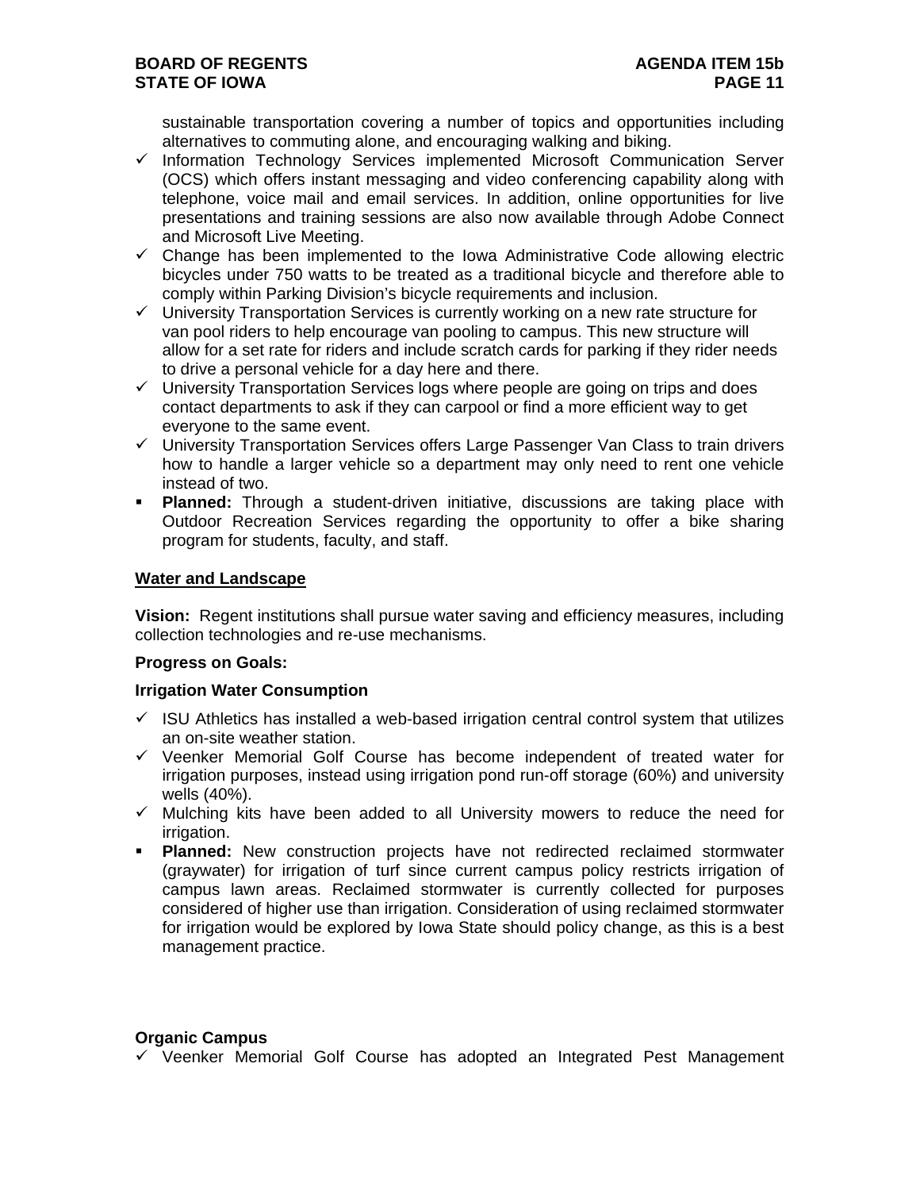sustainable transportation covering a number of topics and opportunities including alternatives to commuting alone, and encouraging walking and biking.

- ✓ Information Technology Services implemented Microsoft Communication Server (OCS) which offers instant messaging and video conferencing capability along with telephone, voice mail and email services. In addition, online opportunities for live presentations and training sessions are also now available through Adobe Connect and Microsoft Live Meeting.
- ✓ Change has been implemented to the Iowa Administrative Code allowing electric bicycles under 750 watts to be treated as a traditional bicycle and therefore able to comply within Parking Division's bicycle requirements and inclusion.
- ✓ University Transportation Services is currently working on a new rate structure for van pool riders to help encourage van pooling to campus. This new structure will allow for a set rate for riders and include scratch cards for parking if they rider needs to drive a personal vehicle for a day here and there.
- ✓ University Transportation Services logs where people are going on trips and does contact departments to ask if they can carpool or find a more efficient way to get everyone to the same event.
- ✓ University Transportation Services offers Large Passenger Van Class to train drivers how to handle a larger vehicle so a department may only need to rent one vehicle instead of two.
- ▪ **Planned:** Through a student-driven initiative, discussions are taking place with Outdoor Recreation Services regarding the opportunity to offer a bike sharing program for students, faculty, and staff.

## Water and Landscape

**Vision:** Regent institutions shall pursue water saving and efficiency measures, including collection technologies and re-use mechanisms.

**Progress on Goals:**

**Irrigation Water Consumption**

- ✓ ISU Athletics has installed a web-based irrigation central control system that utilizes an on-site weather station.
- ✓ Veenker Memorial Golf Course has become independent of treated water for irrigation purposes, instead using irrigation pond run-off storage (60%) and university wells (40%).
- ✓ Mulching kits have been added to all University mowers to reduce the need for irrigation.
- ▪ **Planned:** New construction projects have not redirected reclaimed stormwater (graywater) for irrigation of turf since current campus policy restricts irrigation of campus lawn areas. Reclaimed stormwater is currently collected for purposes considered of higher use than irrigation. Consideration of using reclaimed stormwater for irrigation would be explored by Iowa State should policy change, as this is a best management practice.

**Organic Campus**

- ✓ Veenker Memorial Golf Course has adopted an Integrated Pest Management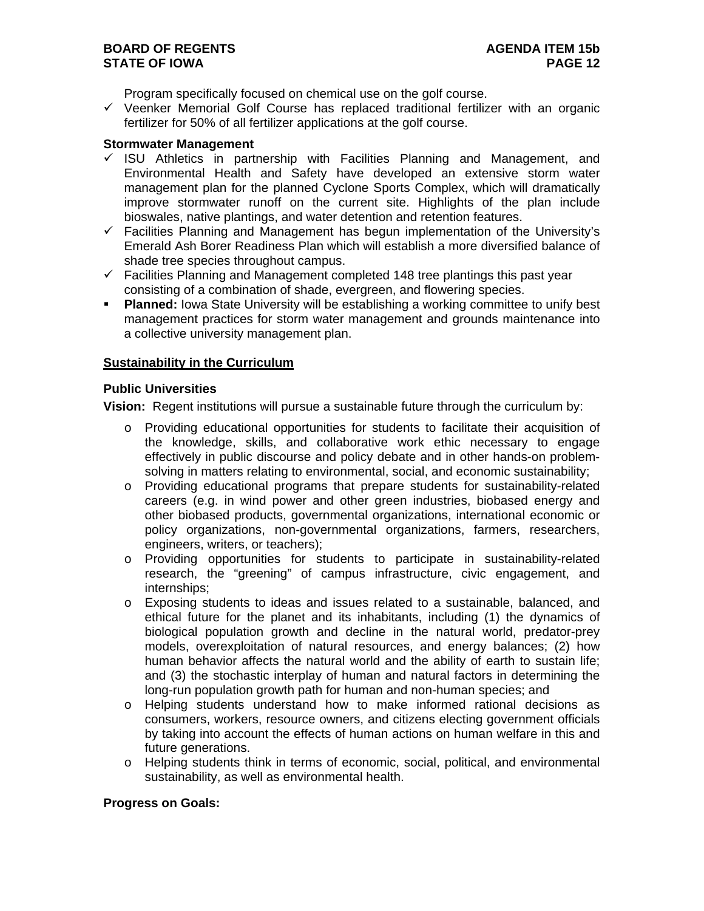Program specifically focused on chemical use on the golf course.

- ✓ Veenker Memorial Golf Course has replaced traditional fertilizer with an organic fertilizer for 50% of all fertilizer applications at the golf course.

**Stormwater Management**

- ✓ ISU Athletics in partnership with Facilities Planning and Management, and Environmental Health and Safety have developed an extensive storm water management plan for the planned Cyclone Sports Complex, which will dramatically improve stormwater runoff on the current site. Highlights of the plan include bioswales, native plantings, and water detention and retention features.
- ✓ Facilities Planning and Management has begun implementation of the University's Emerald Ash Borer Readiness Plan which will establish a more diversified balance of shade tree species throughout campus.
- ✓ Facilities Planning and Management completed 148 tree plantings this past year consisting of a combination of shade, evergreen, and flowering species.
- **Planned:** Iowa State University will be establishing a working committee to unify best management practices for storm water management and grounds maintenance into a collective university management plan.

**<u>Sustainability in the Curriculum</u>**

**Public Universities**

**Vision:** Regent institutions will pursue a sustainable future through the curriculum by:

- Providing educational opportunities for students to facilitate their acquisition of the knowledge, skills, and collaborative work ethic necessary to engage effectively in public discourse and policy debate and in other hands-on problem-solving in matters relating to environmental, social, and economic sustainability;
- Providing educational programs that prepare students for sustainability-related careers (e.g. in wind power and other green industries, biobased energy and other biobased products, governmental organizations, international economic or policy organizations, non-governmental organizations, farmers, researchers, engineers, writers, or teachers);
- Providing opportunities for students to participate in sustainability-related research, the "greening" of campus infrastructure, civic engagement, and internships;
- Exposing students to ideas and issues related to a sustainable, balanced, and ethical future for the planet and its inhabitants, including (1) the dynamics of biological population growth and decline in the natural world, predator-prey models, overexploitation of natural resources, and energy balances; (2) how human behavior affects the natural world and the ability of earth to sustain life; and (3) the stochastic interplay of human and natural factors in determining the long-run population growth path for human and non-human species; and
- Helping students understand how to make informed rational decisions as consumers, workers, resource owners, and citizens electing government officials by taking into account the effects of human actions on human welfare in this and future generations.
- Helping students think in terms of economic, social, political, and environmental sustainability, as well as environmental health.

**Progress on Goals:**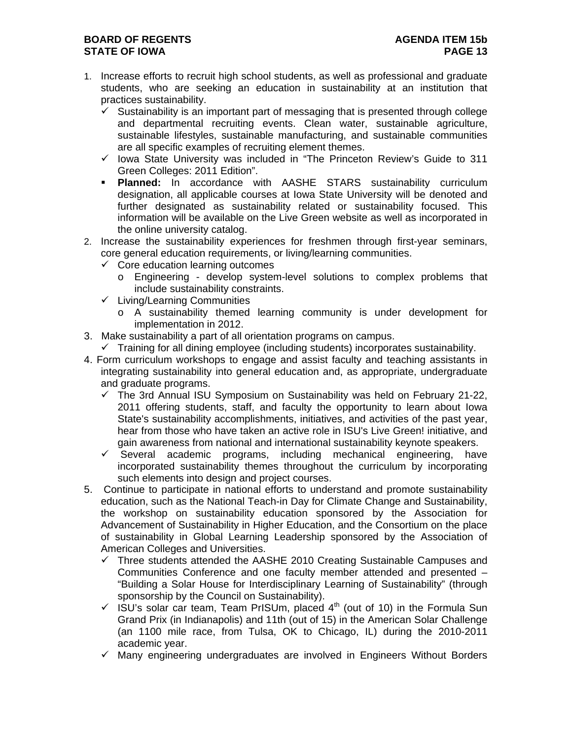1. Increase efforts to recruit high school students, as well as professional and graduate students, who are seeking an education in sustainability at an institution that practices sustainability.
   - ✓ Sustainability is an important part of messaging that is presented through college and departmental recruiting events. Clean water, sustainable agriculture, sustainable lifestyles, sustainable manufacturing, and sustainable communities are all specific examples of recruiting element themes.
   - ✓ Iowa State University was included in "The Princeton Review's Guide to 311 Green Colleges: 2011 Edition".
   - **Planned:** In accordance with AASHE STARS sustainability curriculum designation, all applicable courses at Iowa State University will be denoted and further designated as sustainability related or sustainability focused. This information will be available on the Live Green website as well as incorporated in the online university catalog.
2. Increase the sustainability experiences for freshmen through first-year seminars, core general education requirements, or living/learning communities.
   - ✓ Core education learning outcomes
     - o Engineering - develop system-level solutions to complex problems that include sustainability constraints.
   - ✓ Living/Learning Communities
     - o A sustainability themed learning community is under development for implementation in 2012.
3. Make sustainability a part of all orientation programs on campus.
   - ✓ Training for all dining employee (including students) incorporates sustainability.
4. Form curriculum workshops to engage and assist faculty and teaching assistants in integrating sustainability into general education and, as appropriate, undergraduate and graduate programs.
   - ✓ The 3rd Annual ISU Symposium on Sustainability was held on February 21-22, 2011 offering students, staff, and faculty the opportunity to learn about Iowa State's sustainability accomplishments, initiatives, and activities of the past year, hear from those who have taken an active role in ISU's Live Green! initiative, and gain awareness from national and international sustainability keynote speakers.
   - ✓ Several academic programs, including mechanical engineering, have incorporated sustainability themes throughout the curriculum by incorporating such elements into design and project courses.
5. Continue to participate in national efforts to understand and promote sustainability education, such as the National Teach-in Day for Climate Change and Sustainability, the workshop on sustainability education sponsored by the Association for Advancement of Sustainability in Higher Education, and the Consortium on the place of sustainability in Global Learning Leadership sponsored by the Association of American Colleges and Universities.
   - ✓ Three students attended the AASHE 2010 Creating Sustainable Campuses and Communities Conference and one faculty member attended and presented – "Building a Solar House for Interdisciplinary Learning of Sustainability" (through sponsorship by the Council on Sustainability).
   - ✓ ISU's solar car team, Team PrISUm, placed 4th (out of 10) in the Formula Sun Grand Prix (in Indianapolis) and 11th (out of 15) in the American Solar Challenge (an 1100 mile race, from Tulsa, OK to Chicago, IL) during the 2010-2011 academic year.
   - ✓ Many engineering undergraduates are involved in Engineers Without Borders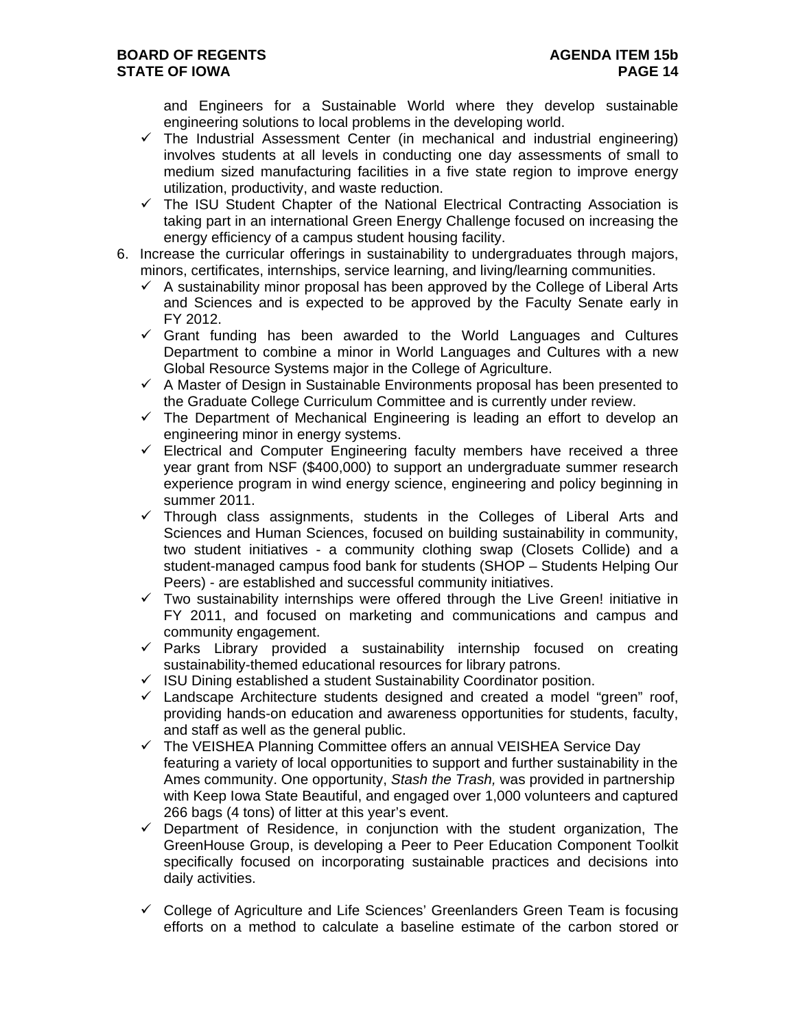and Engineers for a Sustainable World where they develop sustainable engineering solutions to local problems in the developing world.

- ✓ The Industrial Assessment Center (in mechanical and industrial engineering) involves students at all levels in conducting one day assessments of small to medium sized manufacturing facilities in a five state region to improve energy utilization, productivity, and waste reduction.
- ✓ The ISU Student Chapter of the National Electrical Contracting Association is taking part in an international Green Energy Challenge focused on increasing the energy efficiency of a campus student housing facility.

6. Increase the curricular offerings in sustainability to undergraduates through majors, minors, certificates, internships, service learning, and living/learning communities.
   - ✓ A sustainability minor proposal has been approved by the College of Liberal Arts and Sciences and is expected to be approved by the Faculty Senate early in FY 2012.
   - ✓ Grant funding has been awarded to the World Languages and Cultures Department to combine a minor in World Languages and Cultures with a new Global Resource Systems major in the College of Agriculture.
   - ✓ A Master of Design in Sustainable Environments proposal has been presented to the Graduate College Curriculum Committee and is currently under review.
   - ✓ The Department of Mechanical Engineering is leading an effort to develop an engineering minor in energy systems.
   - ✓ Electrical and Computer Engineering faculty members have received a three year grant from NSF ($400,000) to support an undergraduate summer research experience program in wind energy science, engineering and policy beginning in summer 2011.
   - ✓ Through class assignments, students in the Colleges of Liberal Arts and Sciences and Human Sciences, focused on building sustainability in community, two student initiatives - a community clothing swap (Closets Collide) and a student-managed campus food bank for students (SHOP – Students Helping Our Peers) - are established and successful community initiatives.
   - ✓ Two sustainability internships were offered through the Live Green! initiative in FY 2011, and focused on marketing and communications and campus and community engagement.
   - ✓ Parks Library provided a sustainability internship focused on creating sustainability-themed educational resources for library patrons.
   - ✓ ISU Dining established a student Sustainability Coordinator position.
   - ✓ Landscape Architecture students designed and created a model "green" roof, providing hands-on education and awareness opportunities for students, faculty, and staff as well as the general public.
   - ✓ The VEISHEA Planning Committee offers an annual VEISHEA Service Day featuring a variety of local opportunities to support and further sustainability in the Ames community. One opportunity, *Stash the Trash,* was provided in partnership with Keep Iowa State Beautiful, and engaged over 1,000 volunteers and captured 266 bags (4 tons) of litter at this year's event.
   - ✓ Department of Residence, in conjunction with the student organization, The GreenHouse Group, is developing a Peer to Peer Education Component Toolkit specifically focused on incorporating sustainable practices and decisions into daily activities.
   - ✓ College of Agriculture and Life Sciences' Greenlanders Green Team is focusing efforts on a method to calculate a baseline estimate of the carbon stored or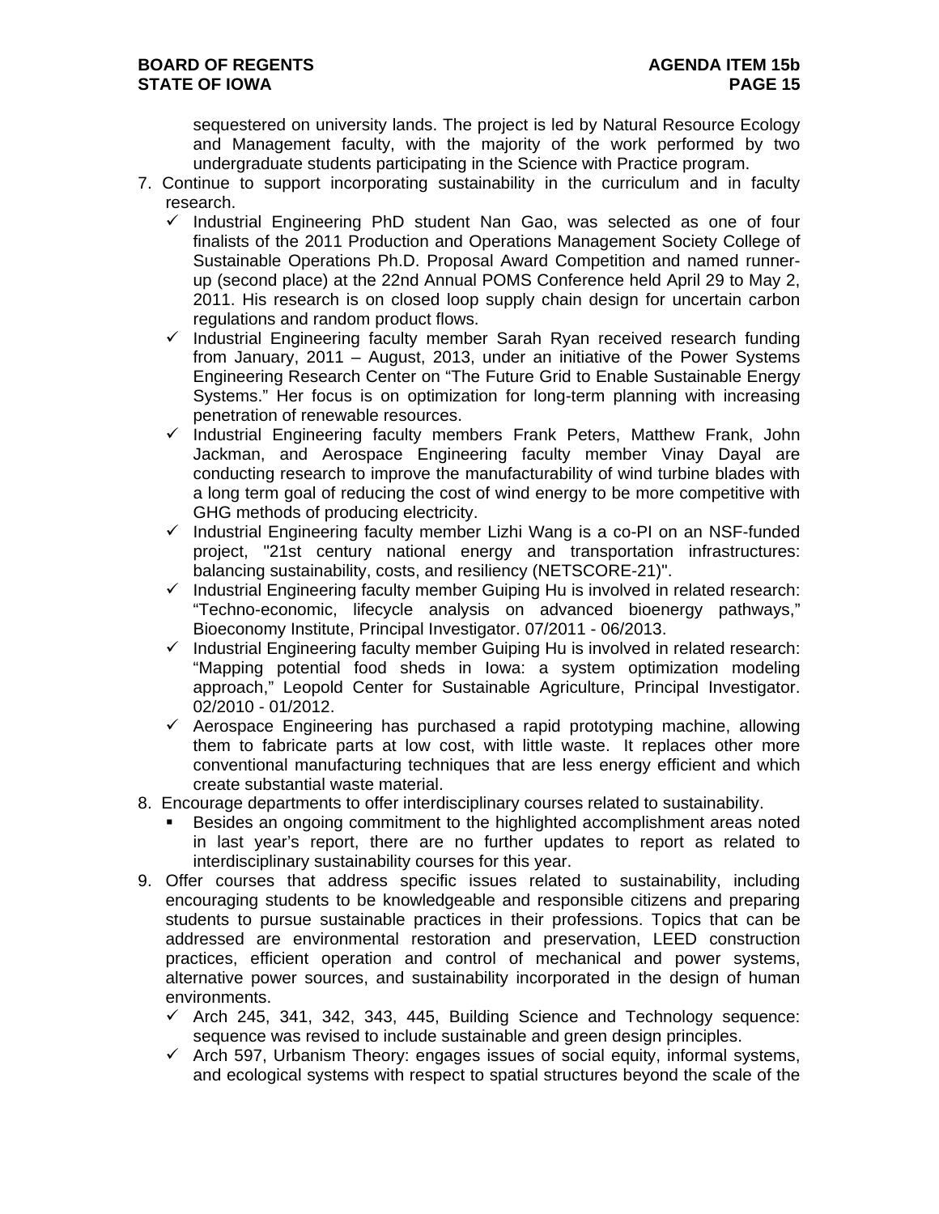sequestered on university lands. The project is led by Natural Resource Ecology and Management faculty, with the majority of the work performed by two undergraduate students participating in the Science with Practice program.

7. Continue to support incorporating sustainability in the curriculum and in faculty research.
   - ✓ Industrial Engineering PhD student Nan Gao, was selected as one of four finalists of the 2011 Production and Operations Management Society College of Sustainable Operations Ph.D. Proposal Award Competition and named runner-up (second place) at the 22nd Annual POMS Conference held April 29 to May 2, 2011. His research is on closed loop supply chain design for uncertain carbon regulations and random product flows.
   - ✓ Industrial Engineering faculty member Sarah Ryan received research funding from January, 2011 – August, 2013, under an initiative of the Power Systems Engineering Research Center on "The Future Grid to Enable Sustainable Energy Systems." Her focus is on optimization for long-term planning with increasing penetration of renewable resources.
   - ✓ Industrial Engineering faculty members Frank Peters, Matthew Frank, John Jackman, and Aerospace Engineering faculty member Vinay Dayal are conducting research to improve the manufacturability of wind turbine blades with a long term goal of reducing the cost of wind energy to be more competitive with GHG methods of producing electricity.
   - ✓ Industrial Engineering faculty member Lizhi Wang is a co-PI on an NSF-funded project, "21st century national energy and transportation infrastructures: balancing sustainability, costs, and resiliency (NETSCORE-21)".
   - ✓ Industrial Engineering faculty member Guiping Hu is involved in related research: "Techno-economic, lifecycle analysis on advanced bioenergy pathways," Bioeconomy Institute, Principal Investigator. 07/2011 - 06/2013.
   - ✓ Industrial Engineering faculty member Guiping Hu is involved in related research: "Mapping potential food sheds in Iowa: a system optimization modeling approach," Leopold Center for Sustainable Agriculture, Principal Investigator. 02/2010 - 01/2012.
   - ✓ Aerospace Engineering has purchased a rapid prototyping machine, allowing them to fabricate parts at low cost, with little waste. It replaces other more conventional manufacturing techniques that are less energy efficient and which create substantial waste material.
8. Encourage departments to offer interdisciplinary courses related to sustainability.
   - Besides an ongoing commitment to the highlighted accomplishment areas noted in last year's report, there are no further updates to report as related to interdisciplinary sustainability courses for this year.
9. Offer courses that address specific issues related to sustainability, including encouraging students to be knowledgeable and responsible citizens and preparing students to pursue sustainable practices in their professions. Topics that can be addressed are environmental restoration and preservation, LEED construction practices, efficient operation and control of mechanical and power systems, alternative power sources, and sustainability incorporated in the design of human environments.
   - ✓ Arch 245, 341, 342, 343, 445, Building Science and Technology sequence: sequence was revised to include sustainable and green design principles.
   - ✓ Arch 597, Urbanism Theory: engages issues of social equity, informal systems, and ecological systems with respect to spatial structures beyond the scale of the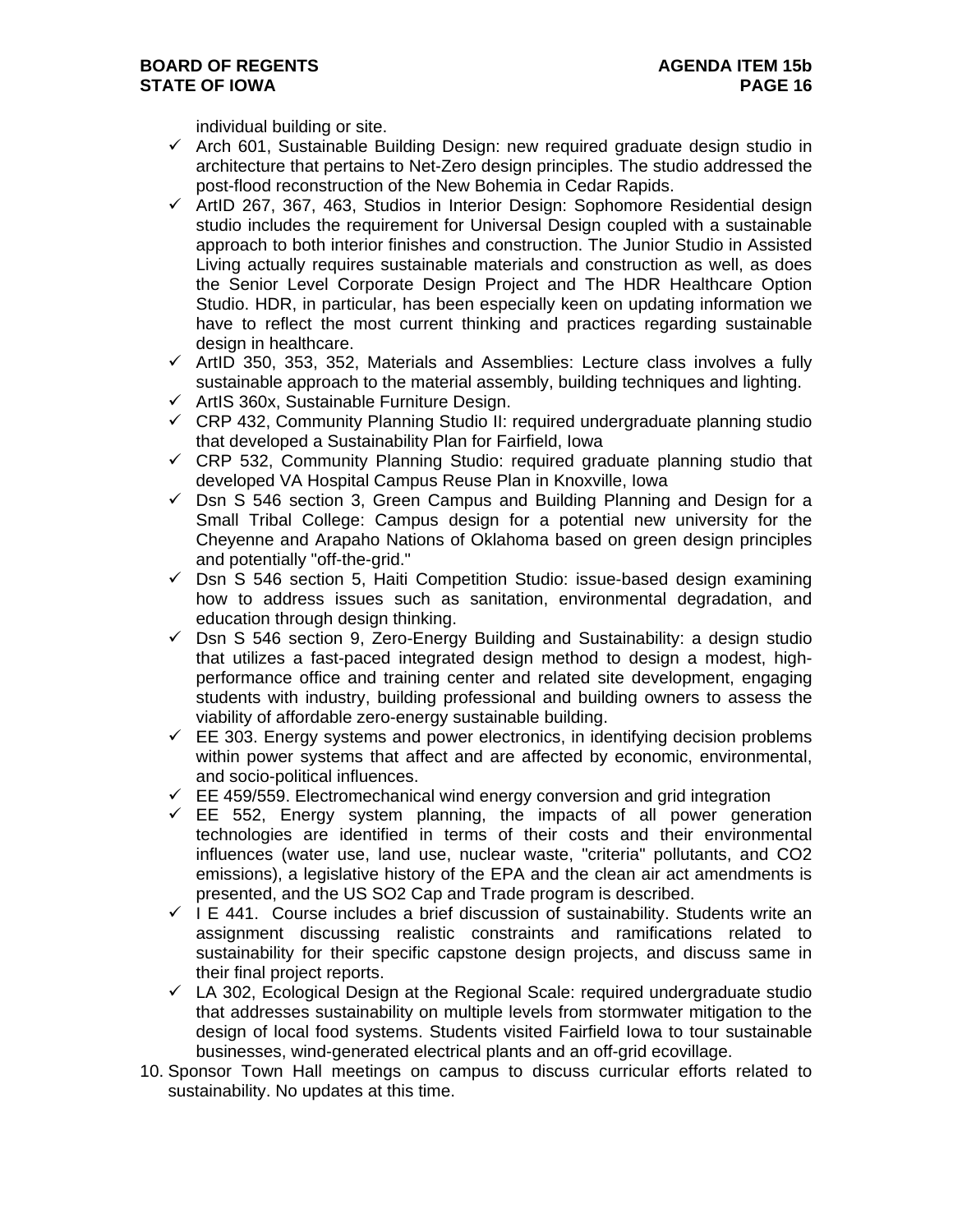individual building or site.

- ✓ Arch 601, Sustainable Building Design: new required graduate design studio in architecture that pertains to Net-Zero design principles. The studio addressed the post-flood reconstruction of the New Bohemia in Cedar Rapids.
- ✓ ArtID 267, 367, 463, Studios in Interior Design: Sophomore Residential design studio includes the requirement for Universal Design coupled with a sustainable approach to both interior finishes and construction. The Junior Studio in Assisted Living actually requires sustainable materials and construction as well, as does the Senior Level Corporate Design Project and The HDR Healthcare Option Studio. HDR, in particular, has been especially keen on updating information we have to reflect the most current thinking and practices regarding sustainable design in healthcare.
- ✓ ArtID 350, 353, 352, Materials and Assemblies: Lecture class involves a fully sustainable approach to the material assembly, building techniques and lighting.
- ✓ ArtIS 360x, Sustainable Furniture Design.
- ✓ CRP 432, Community Planning Studio II: required undergraduate planning studio that developed a Sustainability Plan for Fairfield, Iowa
- ✓ CRP 532, Community Planning Studio: required graduate planning studio that developed VA Hospital Campus Reuse Plan in Knoxville, Iowa
- ✓ Dsn S 546 section 3, Green Campus and Building Planning and Design for a Small Tribal College: Campus design for a potential new university for the Cheyenne and Arapaho Nations of Oklahoma based on green design principles and potentially "off-the-grid."
- ✓ Dsn S 546 section 5, Haiti Competition Studio: issue-based design examining how to address issues such as sanitation, environmental degradation, and education through design thinking.
- ✓ Dsn S 546 section 9, Zero-Energy Building and Sustainability: a design studio that utilizes a fast-paced integrated design method to design a modest, high-performance office and training center and related site development, engaging students with industry, building professional and building owners to assess the viability of affordable zero-energy sustainable building.
- ✓ EE 303. Energy systems and power electronics, in identifying decision problems within power systems that affect and are affected by economic, environmental, and socio-political influences.
- ✓ EE 459/559. Electromechanical wind energy conversion and grid integration
- ✓ EE 552, Energy system planning, the impacts of all power generation technologies are identified in terms of their costs and their environmental influences (water use, land use, nuclear waste, "criteria" pollutants, and CO2 emissions), a legislative history of the EPA and the clean air act amendments is presented, and the US SO2 Cap and Trade program is described.
- ✓ I E 441. Course includes a brief discussion of sustainability. Students write an assignment discussing realistic constraints and ramifications related to sustainability for their specific capstone design projects, and discuss same in their final project reports.
- ✓ LA 302, Ecological Design at the Regional Scale: required undergraduate studio that addresses sustainability on multiple levels from stormwater mitigation to the design of local food systems. Students visited Fairfield Iowa to tour sustainable businesses, wind-generated electrical plants and an off-grid ecovillage.

10. Sponsor Town Hall meetings on campus to discuss curricular efforts related to sustainability. No updates at this time.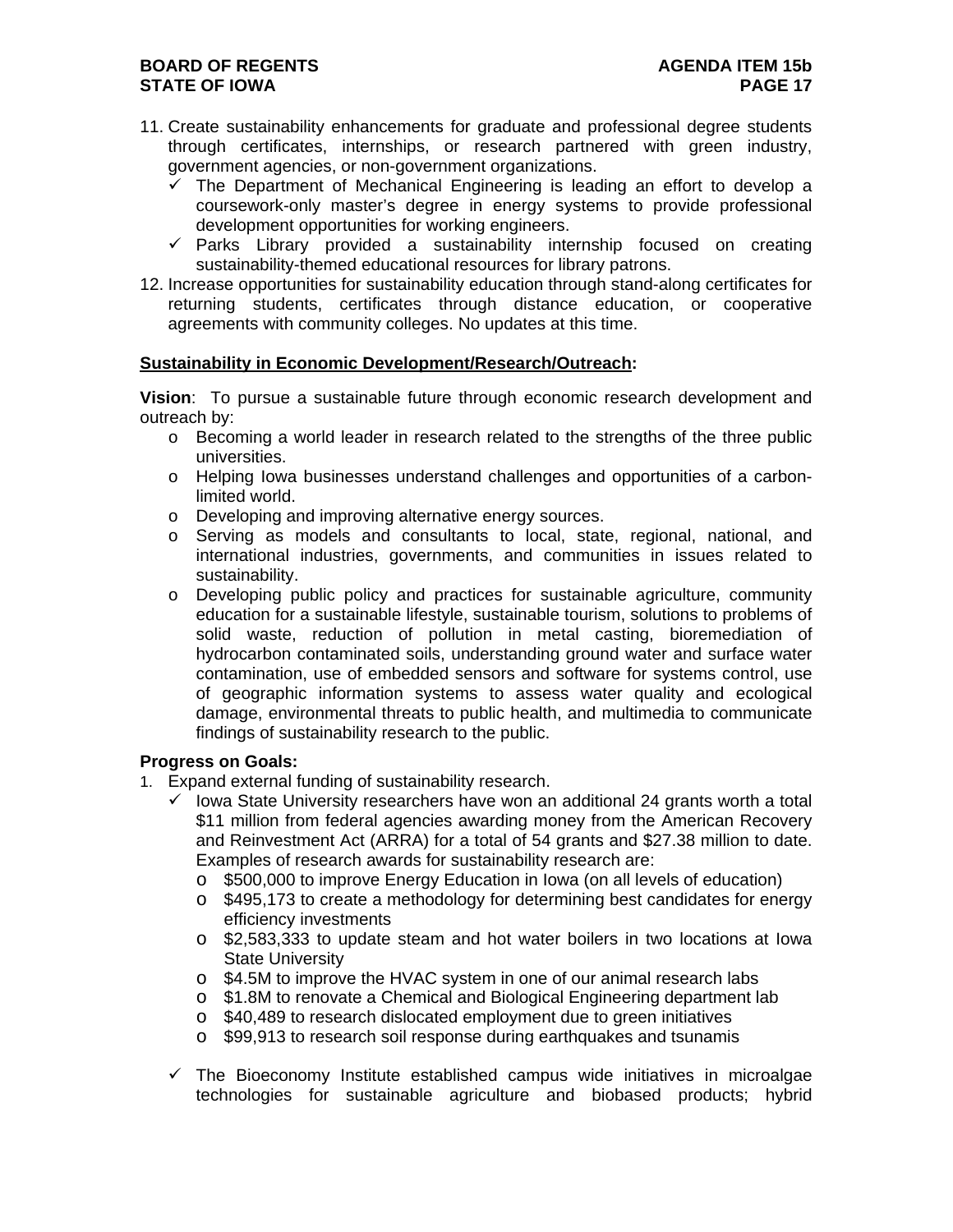11. Create sustainability enhancements for graduate and professional degree students through certificates, internships, or research partnered with green industry, government agencies, or non-government organizations.
    - ✓ The Department of Mechanical Engineering is leading an effort to develop a coursework-only master's degree in energy systems to provide professional development opportunities for working engineers.
    - ✓ Parks Library provided a sustainability internship focused on creating sustainability-themed educational resources for library patrons.
12. Increase opportunities for sustainability education through stand-along certificates for returning students, certificates through distance education, or cooperative agreements with community colleges. No updates at this time.

**Sustainability in Economic Development/Research/Outreach:**

**Vision**: To pursue a sustainable future through economic research development and outreach by:

- Becoming a world leader in research related to the strengths of the three public universities.
- Helping Iowa businesses understand challenges and opportunities of a carbon-limited world.
- Developing and improving alternative energy sources.
- Serving as models and consultants to local, state, regional, national, and international industries, governments, and communities in issues related to sustainability.
- Developing public policy and practices for sustainable agriculture, community education for a sustainable lifestyle, sustainable tourism, solutions to problems of solid waste, reduction of pollution in metal casting, bioremediation of hydrocarbon contaminated soils, understanding ground water and surface water contamination, use of embedded sensors and software for systems control, use of geographic information systems to assess water quality and ecological damage, environmental threats to public health, and multimedia to communicate findings of sustainability research to the public.

**Progress on Goals:**

1. Expand external funding of sustainability research.
    - ✓ Iowa State University researchers have won an additional 24 grants worth a total $11 million from federal agencies awarding money from the American Recovery and Reinvestment Act (ARRA) for a total of 54 grants and $27.38 million to date. Examples of research awards for sustainability research are:
        - $500,000 to improve Energy Education in Iowa (on all levels of education)
        - $495,173 to create a methodology for determining best candidates for energy efficiency investments
        - $2,583,333 to update steam and hot water boilers in two locations at Iowa State University
        - $4.5M to improve the HVAC system in one of our animal research labs
        - $1.8M to renovate a Chemical and Biological Engineering department lab
        - $40,489 to research dislocated employment due to green initiatives
        - $99,913 to research soil response during earthquakes and tsunamis
    - ✓ The Bioeconomy Institute established campus wide initiatives in microalgae technologies for sustainable agriculture and biobased products; hybrid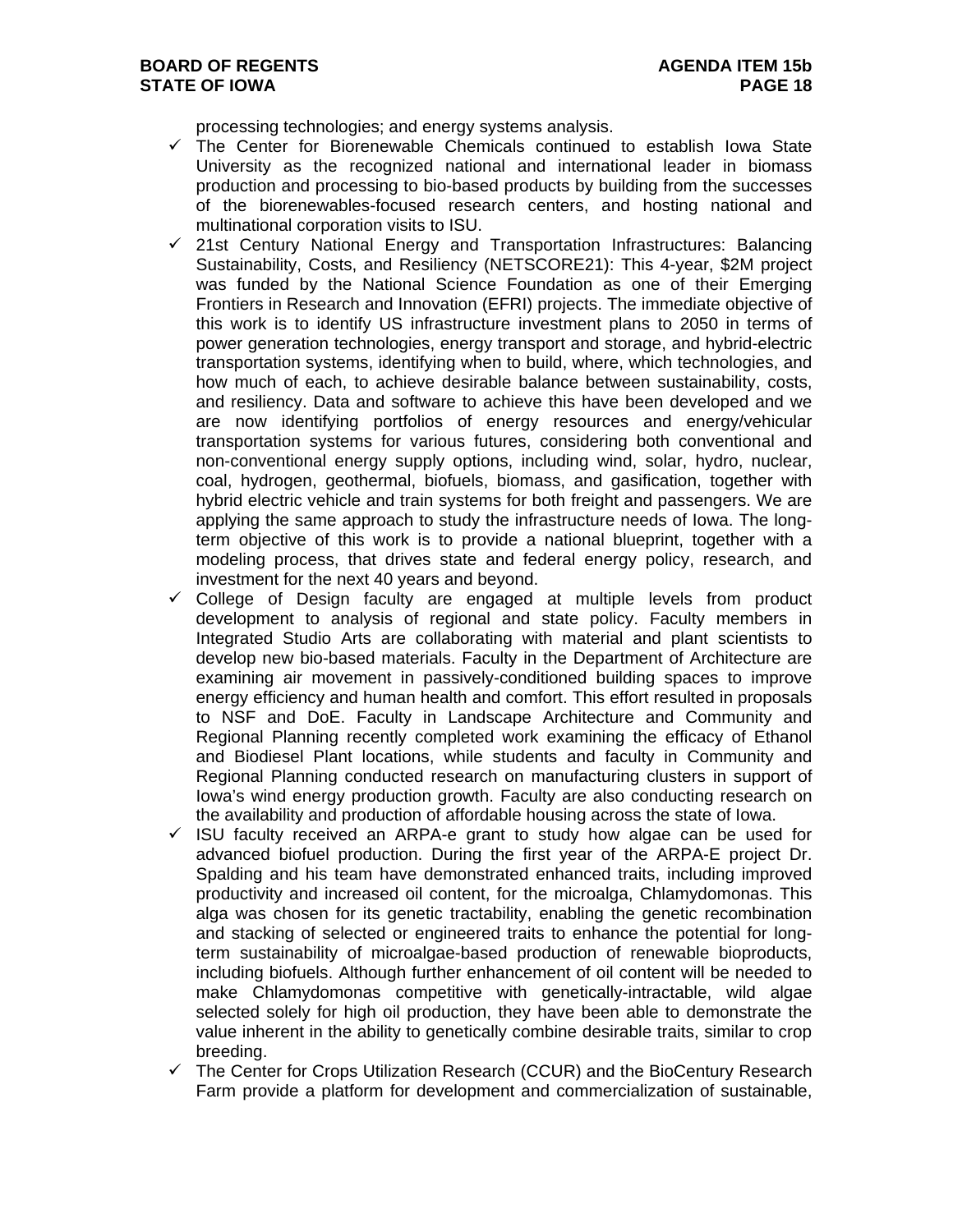processing technologies; and energy systems analysis.

- ✓ The Center for Biorenewable Chemicals continued to establish Iowa State University as the recognized national and international leader in biomass production and processing to bio-based products by building from the successes of the biorenewables-focused research centers, and hosting national and multinational corporation visits to ISU.
- ✓ 21st Century National Energy and Transportation Infrastructures: Balancing Sustainability, Costs, and Resiliency (NETSCORE21): This 4-year, $2M project was funded by the National Science Foundation as one of their Emerging Frontiers in Research and Innovation (EFRI) projects. The immediate objective of this work is to identify US infrastructure investment plans to 2050 in terms of power generation technologies, energy transport and storage, and hybrid-electric transportation systems, identifying when to build, where, which technologies, and how much of each, to achieve desirable balance between sustainability, costs, and resiliency. Data and software to achieve this have been developed and we are now identifying portfolios of energy resources and energy/vehicular transportation systems for various futures, considering both conventional and non-conventional energy supply options, including wind, solar, hydro, nuclear, coal, hydrogen, geothermal, biofuels, biomass, and gasification, together with hybrid electric vehicle and train systems for both freight and passengers. We are applying the same approach to study the infrastructure needs of Iowa. The long-term objective of this work is to provide a national blueprint, together with a modeling process, that drives state and federal energy policy, research, and investment for the next 40 years and beyond.
- ✓ College of Design faculty are engaged at multiple levels from product development to analysis of regional and state policy. Faculty members in Integrated Studio Arts are collaborating with material and plant scientists to develop new bio-based materials. Faculty in the Department of Architecture are examining air movement in passively-conditioned building spaces to improve energy efficiency and human health and comfort. This effort resulted in proposals to NSF and DoE. Faculty in Landscape Architecture and Community and Regional Planning recently completed work examining the efficacy of Ethanol and Biodiesel Plant locations, while students and faculty in Community and Regional Planning conducted research on manufacturing clusters in support of Iowa's wind energy production growth. Faculty are also conducting research on the availability and production of affordable housing across the state of Iowa.
- ✓ ISU faculty received an ARPA-e grant to study how algae can be used for advanced biofuel production. During the first year of the ARPA-E project Dr. Spalding and his team have demonstrated enhanced traits, including improved productivity and increased oil content, for the microalga, Chlamydomonas. This alga was chosen for its genetic tractability, enabling the genetic recombination and stacking of selected or engineered traits to enhance the potential for long-term sustainability of microalgae-based production of renewable bioproducts, including biofuels. Although further enhancement of oil content will be needed to make Chlamydomonas competitive with genetically-intractable, wild algae selected solely for high oil production, they have been able to demonstrate the value inherent in the ability to genetically combine desirable traits, similar to crop breeding.
- ✓ The Center for Crops Utilization Research (CCUR) and the BioCentury Research Farm provide a platform for development and commercialization of sustainable,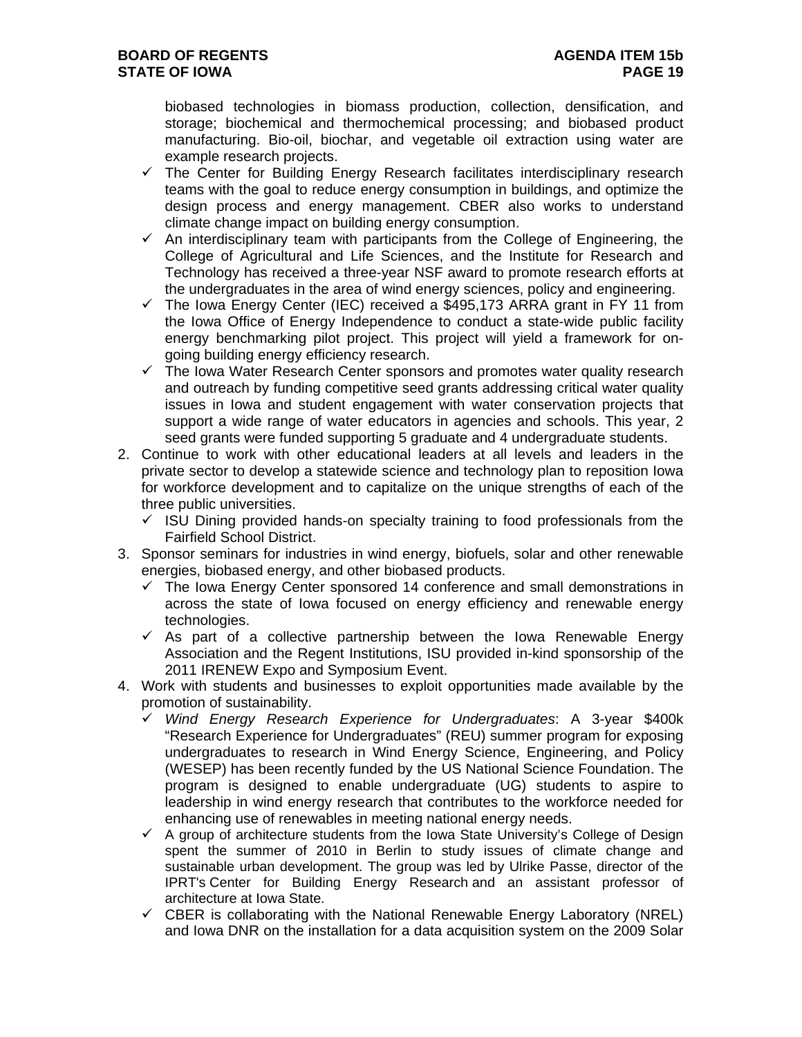biobased technologies in biomass production, collection, densification, and storage; biochemical and thermochemical processing; and biobased product manufacturing. Bio-oil, biochar, and vegetable oil extraction using water are example research projects.

- ✓ The Center for Building Energy Research facilitates interdisciplinary research teams with the goal to reduce energy consumption in buildings, and optimize the design process and energy management. CBER also works to understand climate change impact on building energy consumption.
- ✓ An interdisciplinary team with participants from the College of Engineering, the College of Agricultural and Life Sciences, and the Institute for Research and Technology has received a three-year NSF award to promote research efforts at the undergraduates in the area of wind energy sciences, policy and engineering.
- ✓ The Iowa Energy Center (IEC) received a $495,173 ARRA grant in FY 11 from the Iowa Office of Energy Independence to conduct a state-wide public facility energy benchmarking pilot project. This project will yield a framework for on-going building energy efficiency research.
- ✓ The Iowa Water Research Center sponsors and promotes water quality research and outreach by funding competitive seed grants addressing critical water quality issues in Iowa and student engagement with water conservation projects that support a wide range of water educators in agencies and schools. This year, 2 seed grants were funded supporting 5 graduate and 4 undergraduate students.

2. Continue to work with other educational leaders at all levels and leaders in the private sector to develop a statewide science and technology plan to reposition Iowa for workforce development and to capitalize on the unique strengths of each of the three public universities.
   - ✓ ISU Dining provided hands-on specialty training to food professionals from the Fairfield School District.
3. Sponsor seminars for industries in wind energy, biofuels, solar and other renewable energies, biobased energy, and other biobased products.
   - ✓ The Iowa Energy Center sponsored 14 conference and small demonstrations in across the state of Iowa focused on energy efficiency and renewable energy technologies.
   - ✓ As part of a collective partnership between the Iowa Renewable Energy Association and the Regent Institutions, ISU provided in-kind sponsorship of the 2011 IRENEW Expo and Symposium Event.
4. Work with students and businesses to exploit opportunities made available by the promotion of sustainability.
   - ✓ *Wind Energy Research Experience for Undergraduates*: A 3-year $400k "Research Experience for Undergraduates" (REU) summer program for exposing undergraduates to research in Wind Energy Science, Engineering, and Policy (WESEP) has been recently funded by the US National Science Foundation. The program is designed to enable undergraduate (UG) students to aspire to leadership in wind energy research that contributes to the workforce needed for enhancing use of renewables in meeting national energy needs.
   - ✓ A group of architecture students from the Iowa State University's College of Design spent the summer of 2010 in Berlin to study issues of climate change and sustainable urban development. The group was led by Ulrike Passe, director of the IPRT's Center for Building Energy Research and an assistant professor of architecture at Iowa State.
   - ✓ CBER is collaborating with the National Renewable Energy Laboratory (NREL) and Iowa DNR on the installation for a data acquisition system on the 2009 Solar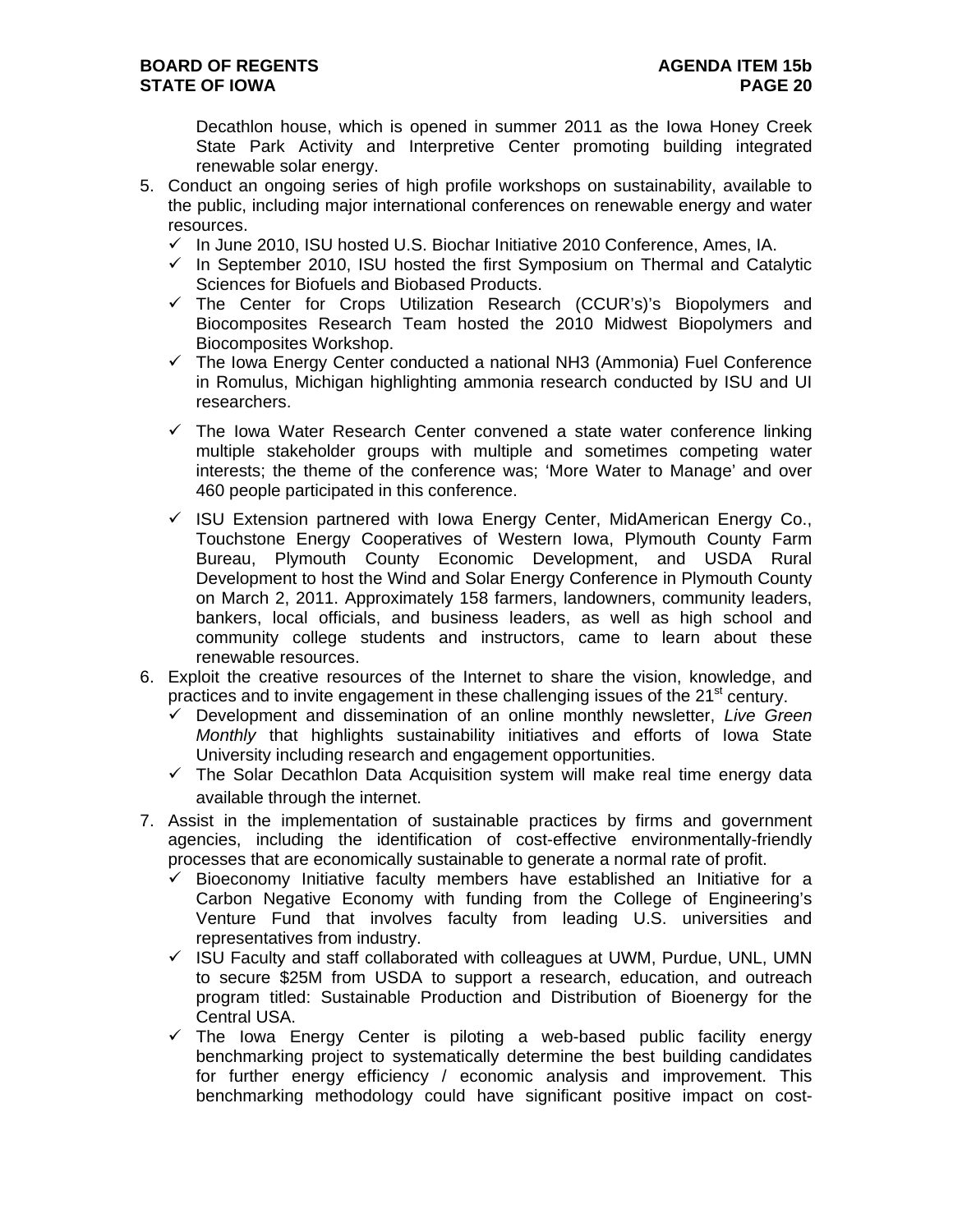Decathlon house, which is opened in summer 2011 as the Iowa Honey Creek State Park Activity and Interpretive Center promoting building integrated renewable solar energy.

5. Conduct an ongoing series of high profile workshops on sustainability, available to the public, including major international conferences on renewable energy and water resources.
   - ✓ In June 2010, ISU hosted U.S. Biochar Initiative 2010 Conference, Ames, IA.
   - ✓ In September 2010, ISU hosted the first Symposium on Thermal and Catalytic Sciences for Biofuels and Biobased Products.
   - ✓ The Center for Crops Utilization Research (CCUR's)'s Biopolymers and Biocomposites Research Team hosted the 2010 Midwest Biopolymers and Biocomposites Workshop.
   - ✓ The Iowa Energy Center conducted a national NH3 (Ammonia) Fuel Conference in Romulus, Michigan highlighting ammonia research conducted by ISU and UI researchers.
   - ✓ The Iowa Water Research Center convened a state water conference linking multiple stakeholder groups with multiple and sometimes competing water interests; the theme of the conference was; 'More Water to Manage' and over 460 people participated in this conference.
   - ✓ ISU Extension partnered with Iowa Energy Center, MidAmerican Energy Co., Touchstone Energy Cooperatives of Western Iowa, Plymouth County Farm Bureau, Plymouth County Economic Development, and USDA Rural Development to host the Wind and Solar Energy Conference in Plymouth County on March 2, 2011. Approximately 158 farmers, landowners, community leaders, bankers, local officials, and business leaders, as well as high school and community college students and instructors, came to learn about these renewable resources.
6. Exploit the creative resources of the Internet to share the vision, knowledge, and practices and to invite engagement in these challenging issues of the 21st century.
   - ✓ Development and dissemination of an online monthly newsletter, *Live Green Monthly* that highlights sustainability initiatives and efforts of Iowa State University including research and engagement opportunities.
   - ✓ The Solar Decathlon Data Acquisition system will make real time energy data available through the internet.
7. Assist in the implementation of sustainable practices by firms and government agencies, including the identification of cost-effective environmentally-friendly processes that are economically sustainable to generate a normal rate of profit.
   - ✓ Bioeconomy Initiative faculty members have established an Initiative for a Carbon Negative Economy with funding from the College of Engineering's Venture Fund that involves faculty from leading U.S. universities and representatives from industry.
   - ✓ ISU Faculty and staff collaborated with colleagues at UWM, Purdue, UNL, UMN to secure $25M from USDA to support a research, education, and outreach program titled: Sustainable Production and Distribution of Bioenergy for the Central USA.
   - ✓ The Iowa Energy Center is piloting a web-based public facility energy benchmarking project to systematically determine the best building candidates for further energy efficiency / economic analysis and improvement. This benchmarking methodology could have significant positive impact on cost-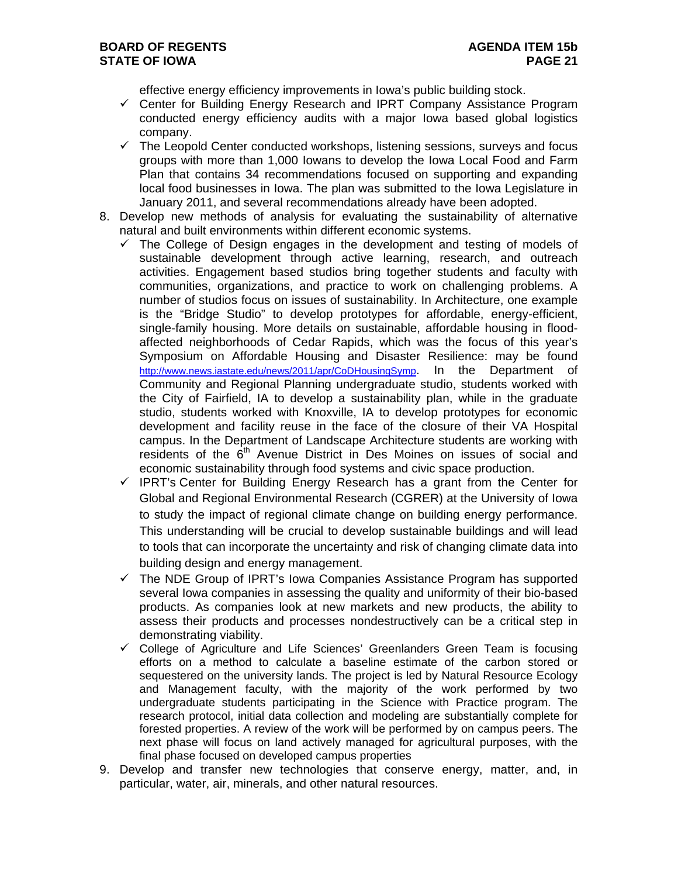effective energy efficiency improvements in Iowa's public building stock.

- ✓ Center for Building Energy Research and IPRT Company Assistance Program conducted energy efficiency audits with a major Iowa based global logistics company.
- ✓ The Leopold Center conducted workshops, listening sessions, surveys and focus groups with more than 1,000 Iowans to develop the Iowa Local Food and Farm Plan that contains 34 recommendations focused on supporting and expanding local food businesses in Iowa. The plan was submitted to the Iowa Legislature in January 2011, and several recommendations already have been adopted.

8. Develop new methods of analysis for evaluating the sustainability of alternative natural and built environments within different economic systems.
   - ✓ The College of Design engages in the development and testing of models of sustainable development through active learning, research, and outreach activities. Engagement based studios bring together students and faculty with communities, organizations, and practice to work on challenging problems. A number of studios focus on issues of sustainability. In Architecture, one example is the "Bridge Studio" to develop prototypes for affordable, energy-efficient, single-family housing. More details on sustainable, affordable housing in flood-affected neighborhoods of Cedar Rapids, which was the focus of this year's Symposium on Affordable Housing and Disaster Resilience: may be found http://www.news.iastate.edu/news/2011/apr/CoDHousingSymp. In the Department of Community and Regional Planning undergraduate studio, students worked with the City of Fairfield, IA to develop a sustainability plan, while in the graduate studio, students worked with Knoxville, IA to develop prototypes for economic development and facility reuse in the face of the closure of their VA Hospital campus. In the Department of Landscape Architecture students are working with residents of the 6th Avenue District in Des Moines on issues of social and economic sustainability through food systems and civic space production.
   - ✓ IPRT's Center for Building Energy Research has a grant from the Center for Global and Regional Environmental Research (CGRER) at the University of Iowa to study the impact of regional climate change on building energy performance. This understanding will be crucial to develop sustainable buildings and will lead to tools that can incorporate the uncertainty and risk of changing climate data into building design and energy management.
   - ✓ The NDE Group of IPRT's Iowa Companies Assistance Program has supported several Iowa companies in assessing the quality and uniformity of their bio-based products. As companies look at new markets and new products, the ability to assess their products and processes nondestructively can be a critical step in demonstrating viability.
   - ✓ College of Agriculture and Life Sciences' Greenlanders Green Team is focusing efforts on a method to calculate a baseline estimate of the carbon stored or sequestered on the university lands. The project is led by Natural Resource Ecology and Management faculty, with the majority of the work performed by two undergraduate students participating in the Science with Practice program. The research protocol, initial data collection and modeling are substantially complete for forested properties. A review of the work will be performed by on campus peers. The next phase will focus on land actively managed for agricultural purposes, with the final phase focused on developed campus properties
9. Develop and transfer new technologies that conserve energy, matter, and, in particular, water, air, minerals, and other natural resources.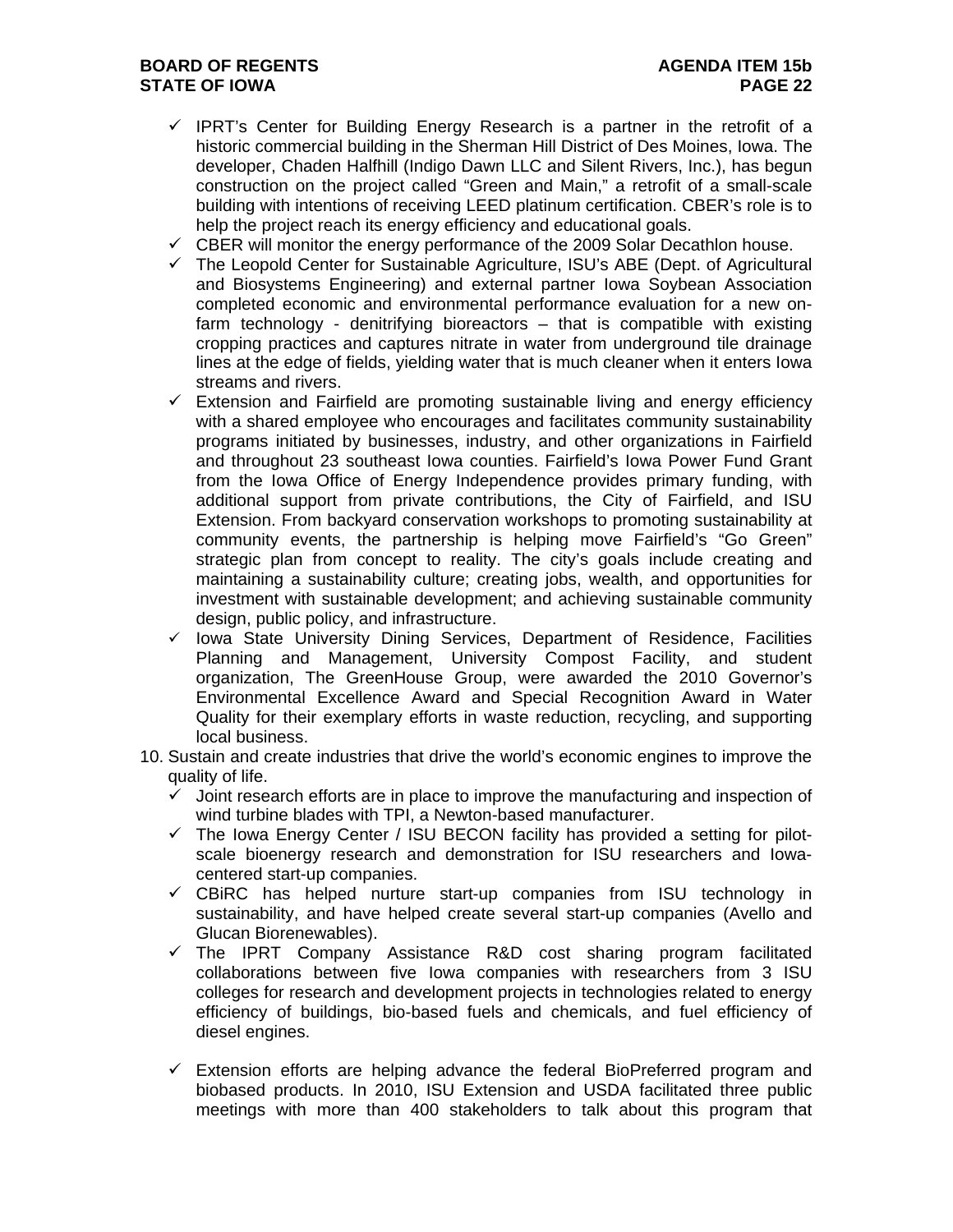- ✓ IPRT's Center for Building Energy Research is a partner in the retrofit of a historic commercial building in the Sherman Hill District of Des Moines, Iowa. The developer, Chaden Halfhill (Indigo Dawn LLC and Silent Rivers, Inc.), has begun construction on the project called "Green and Main," a retrofit of a small-scale building with intentions of receiving LEED platinum certification. CBER's role is to help the project reach its energy efficiency and educational goals.
- ✓ CBER will monitor the energy performance of the 2009 Solar Decathlon house.
- ✓ The Leopold Center for Sustainable Agriculture, ISU's ABE (Dept. of Agricultural and Biosystems Engineering) and external partner Iowa Soybean Association completed economic and environmental performance evaluation for a new on-farm technology - denitrifying bioreactors – that is compatible with existing cropping practices and captures nitrate in water from underground tile drainage lines at the edge of fields, yielding water that is much cleaner when it enters Iowa streams and rivers.
- ✓ Extension and Fairfield are promoting sustainable living and energy efficiency with a shared employee who encourages and facilitates community sustainability programs initiated by businesses, industry, and other organizations in Fairfield and throughout 23 southeast Iowa counties. Fairfield's Iowa Power Fund Grant from the Iowa Office of Energy Independence provides primary funding, with additional support from private contributions, the City of Fairfield, and ISU Extension. From backyard conservation workshops to promoting sustainability at community events, the partnership is helping move Fairfield's "Go Green" strategic plan from concept to reality. The city's goals include creating and maintaining a sustainability culture; creating jobs, wealth, and opportunities for investment with sustainable development; and achieving sustainable community design, public policy, and infrastructure.
- ✓ Iowa State University Dining Services, Department of Residence, Facilities Planning and Management, University Compost Facility, and student organization, The GreenHouse Group, were awarded the 2010 Governor's Environmental Excellence Award and Special Recognition Award in Water Quality for their exemplary efforts in waste reduction, recycling, and supporting local business.

10. Sustain and create industries that drive the world's economic engines to improve the quality of life.
    - ✓ Joint research efforts are in place to improve the manufacturing and inspection of wind turbine blades with TPI, a Newton-based manufacturer.
    - ✓ The Iowa Energy Center / ISU BECON facility has provided a setting for pilot-scale bioenergy research and demonstration for ISU researchers and Iowa-centered start-up companies.
    - ✓ CBiRC has helped nurture start-up companies from ISU technology in sustainability, and have helped create several start-up companies (Avello and Glucan Biorenewables).
    - ✓ The IPRT Company Assistance R&D cost sharing program facilitated collaborations between five Iowa companies with researchers from 3 ISU colleges for research and development projects in technologies related to energy efficiency of buildings, bio-based fuels and chemicals, and fuel efficiency of diesel engines.
    - ✓ Extension efforts are helping advance the federal BioPreferred program and biobased products. In 2010, ISU Extension and USDA facilitated three public meetings with more than 400 stakeholders to talk about this program that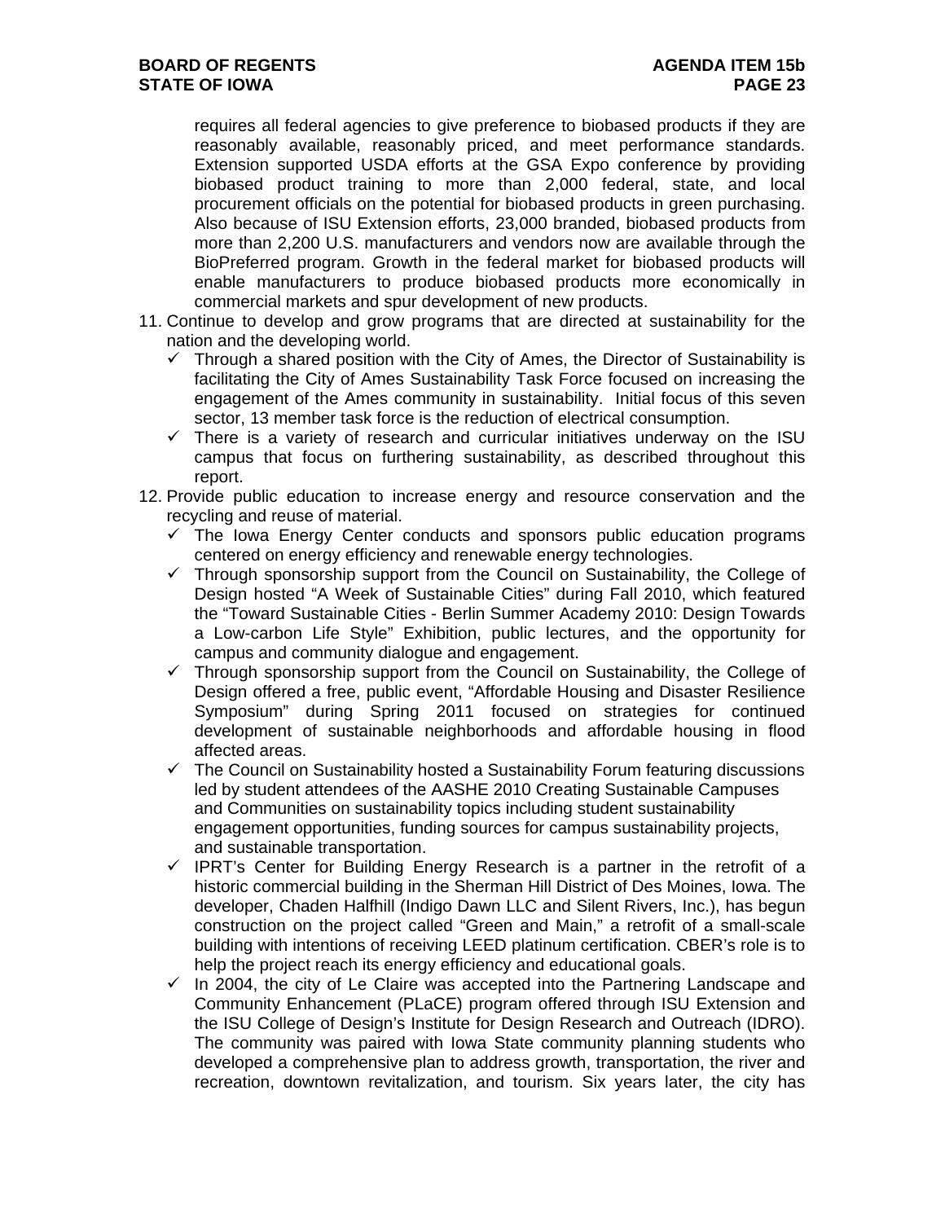requires all federal agencies to give preference to biobased products if they are reasonably available, reasonably priced, and meet performance standards. Extension supported USDA efforts at the GSA Expo conference by providing biobased product training to more than 2,000 federal, state, and local procurement officials on the potential for biobased products in green purchasing. Also because of ISU Extension efforts, 23,000 branded, biobased products from more than 2,200 U.S. manufacturers and vendors now are available through the BioPreferred program. Growth in the federal market for biobased products will enable manufacturers to produce biobased products more economically in commercial markets and spur development of new products.

11. Continue to develop and grow programs that are directed at sustainability for the nation and the developing world.
    - ✓ Through a shared position with the City of Ames, the Director of Sustainability is facilitating the City of Ames Sustainability Task Force focused on increasing the engagement of the Ames community in sustainability. Initial focus of this seven sector, 13 member task force is the reduction of electrical consumption.
    - ✓ There is a variety of research and curricular initiatives underway on the ISU campus that focus on furthering sustainability, as described throughout this report.
12. Provide public education to increase energy and resource conservation and the recycling and reuse of material.
    - ✓ The Iowa Energy Center conducts and sponsors public education programs centered on energy efficiency and renewable energy technologies.
    - ✓ Through sponsorship support from the Council on Sustainability, the College of Design hosted "A Week of Sustainable Cities" during Fall 2010, which featured the "Toward Sustainable Cities - Berlin Summer Academy 2010: Design Towards a Low-carbon Life Style" Exhibition, public lectures, and the opportunity for campus and community dialogue and engagement.
    - ✓ Through sponsorship support from the Council on Sustainability, the College of Design offered a free, public event, "Affordable Housing and Disaster Resilience Symposium" during Spring 2011 focused on strategies for continued development of sustainable neighborhoods and affordable housing in flood affected areas.
    - ✓ The Council on Sustainability hosted a Sustainability Forum featuring discussions led by student attendees of the AASHE 2010 Creating Sustainable Campuses and Communities on sustainability topics including student sustainability engagement opportunities, funding sources for campus sustainability projects, and sustainable transportation.
    - ✓ IPRT's Center for Building Energy Research is a partner in the retrofit of a historic commercial building in the Sherman Hill District of Des Moines, Iowa. The developer, Chaden Halfhill (Indigo Dawn LLC and Silent Rivers, Inc.), has begun construction on the project called "Green and Main," a retrofit of a small-scale building with intentions of receiving LEED platinum certification. CBER's role is to help the project reach its energy efficiency and educational goals.
    - ✓ In 2004, the city of Le Claire was accepted into the Partnering Landscape and Community Enhancement (PLaCE) program offered through ISU Extension and the ISU College of Design's Institute for Design Research and Outreach (IDRO). The community was paired with Iowa State community planning students who developed a comprehensive plan to address growth, transportation, the river and recreation, downtown revitalization, and tourism. Six years later, the city has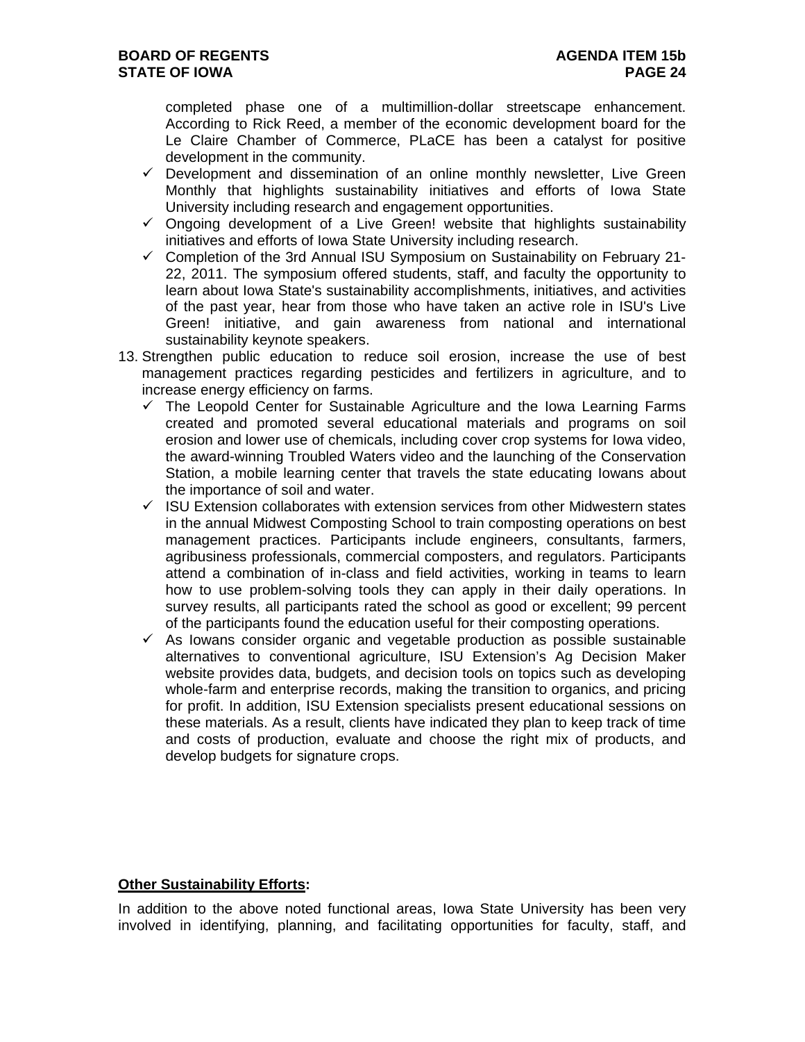completed phase one of a multimillion-dollar streetscape enhancement. According to Rick Reed, a member of the economic development board for the Le Claire Chamber of Commerce, PLaCE has been a catalyst for positive development in the community.

- ✓ Development and dissemination of an online monthly newsletter, Live Green Monthly that highlights sustainability initiatives and efforts of Iowa State University including research and engagement opportunities.
- ✓ Ongoing development of a Live Green! website that highlights sustainability initiatives and efforts of Iowa State University including research.
- ✓ Completion of the 3rd Annual ISU Symposium on Sustainability on February 21-22, 2011. The symposium offered students, staff, and faculty the opportunity to learn about Iowa State's sustainability accomplishments, initiatives, and activities of the past year, hear from those who have taken an active role in ISU's Live Green! initiative, and gain awareness from national and international sustainability keynote speakers.

13. Strengthen public education to reduce soil erosion, increase the use of best management practices regarding pesticides and fertilizers in agriculture, and to increase energy efficiency on farms.
    - ✓ The Leopold Center for Sustainable Agriculture and the Iowa Learning Farms created and promoted several educational materials and programs on soil erosion and lower use of chemicals, including cover crop systems for Iowa video, the award-winning Troubled Waters video and the launching of the Conservation Station, a mobile learning center that travels the state educating Iowans about the importance of soil and water.
    - ✓ ISU Extension collaborates with extension services from other Midwestern states in the annual Midwest Composting School to train composting operations on best management practices. Participants include engineers, consultants, farmers, agribusiness professionals, commercial composters, and regulators. Participants attend a combination of in-class and field activities, working in teams to learn how to use problem-solving tools they can apply in their daily operations. In survey results, all participants rated the school as good or excellent; 99 percent of the participants found the education useful for their composting operations.
    - ✓ As Iowans consider organic and vegetable production as possible sustainable alternatives to conventional agriculture, ISU Extension's Ag Decision Maker website provides data, budgets, and decision tools on topics such as developing whole-farm and enterprise records, making the transition to organics, and pricing for profit. In addition, ISU Extension specialists present educational sessions on these materials. As a result, clients have indicated they plan to keep track of time and costs of production, evaluate and choose the right mix of products, and develop budgets for signature crops.

**Other Sustainability Efforts:**

In addition to the above noted functional areas, Iowa State University has been very involved in identifying, planning, and facilitating opportunities for faculty, staff, and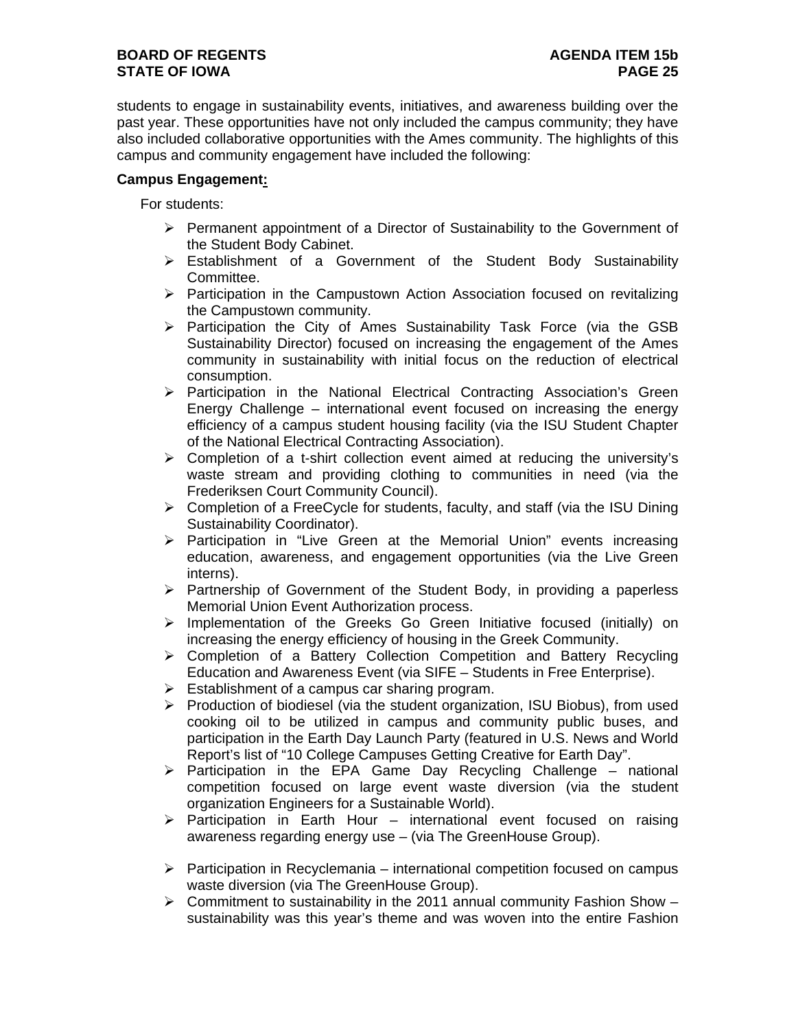students to engage in sustainability events, initiatives, and awareness building over the past year. These opportunities have not only included the campus community; they have also included collaborative opportunities with the Ames community. The highlights of this campus and community engagement have included the following:

**Campus Engagement:**

For students:

- Permanent appointment of a Director of Sustainability to the Government of the Student Body Cabinet.
- Establishment of a Government of the Student Body Sustainability Committee.
- Participation in the Campustown Action Association focused on revitalizing the Campustown community.
- Participation the City of Ames Sustainability Task Force (via the GSB Sustainability Director) focused on increasing the engagement of the Ames community in sustainability with initial focus on the reduction of electrical consumption.
- Participation in the National Electrical Contracting Association's Green Energy Challenge – international event focused on increasing the energy efficiency of a campus student housing facility (via the ISU Student Chapter of the National Electrical Contracting Association).
- Completion of a t-shirt collection event aimed at reducing the university's waste stream and providing clothing to communities in need (via the Frederiksen Court Community Council).
- Completion of a FreeCycle for students, faculty, and staff (via the ISU Dining Sustainability Coordinator).
- Participation in "Live Green at the Memorial Union" events increasing education, awareness, and engagement opportunities (via the Live Green interns).
- Partnership of Government of the Student Body, in providing a paperless Memorial Union Event Authorization process.
- Implementation of the Greeks Go Green Initiative focused (initially) on increasing the energy efficiency of housing in the Greek Community.
- Completion of a Battery Collection Competition and Battery Recycling Education and Awareness Event (via SIFE – Students in Free Enterprise).
- Establishment of a campus car sharing program.
- Production of biodiesel (via the student organization, ISU Biobus), from used cooking oil to be utilized in campus and community public buses, and participation in the Earth Day Launch Party (featured in U.S. News and World Report's list of "10 College Campuses Getting Creative for Earth Day".
- Participation in the EPA Game Day Recycling Challenge – national competition focused on large event waste diversion (via the student organization Engineers for a Sustainable World).
- Participation in Earth Hour – international event focused on raising awareness regarding energy use – (via The GreenHouse Group).
- Participation in Recyclemania – international competition focused on campus waste diversion (via The GreenHouse Group).
- Commitment to sustainability in the 2011 annual community Fashion Show – sustainability was this year's theme and was woven into the entire Fashion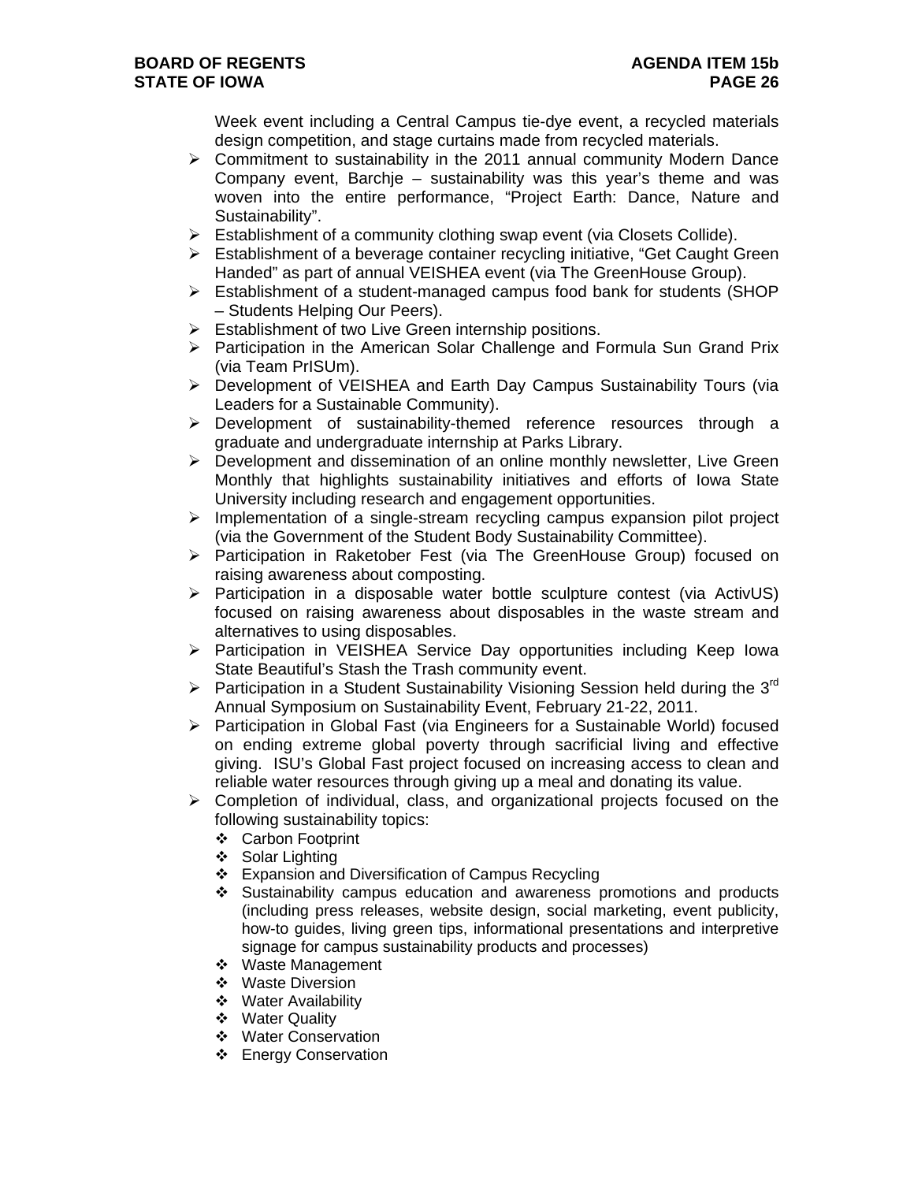Week event including a Central Campus tie-dye event, a recycled materials design competition, and stage curtains made from recycled materials.

- Commitment to sustainability in the 2011 annual community Modern Dance Company event, Barchje – sustainability was this year's theme and was woven into the entire performance, "Project Earth: Dance, Nature and Sustainability".
- Establishment of a community clothing swap event (via Closets Collide).
- Establishment of a beverage container recycling initiative, "Get Caught Green Handed" as part of annual VEISHEA event (via The GreenHouse Group).
- Establishment of a student-managed campus food bank for students (SHOP – Students Helping Our Peers).
- Establishment of two Live Green internship positions.
- Participation in the American Solar Challenge and Formula Sun Grand Prix (via Team PrISUm).
- Development of VEISHEA and Earth Day Campus Sustainability Tours (via Leaders for a Sustainable Community).
- Development of sustainability-themed reference resources through a graduate and undergraduate internship at Parks Library.
- Development and dissemination of an online monthly newsletter, Live Green Monthly that highlights sustainability initiatives and efforts of Iowa State University including research and engagement opportunities.
- Implementation of a single-stream recycling campus expansion pilot project (via the Government of the Student Body Sustainability Committee).
- Participation in Raketober Fest (via The GreenHouse Group) focused on raising awareness about composting.
- Participation in a disposable water bottle sculpture contest (via ActivUS) focused on raising awareness about disposables in the waste stream and alternatives to using disposables.
- Participation in VEISHEA Service Day opportunities including Keep Iowa State Beautiful's Stash the Trash community event.
- Participation in a Student Sustainability Visioning Session held during the 3rd Annual Symposium on Sustainability Event, February 21-22, 2011.
- Participation in Global Fast (via Engineers for a Sustainable World) focused on ending extreme global poverty through sacrificial living and effective giving. ISU's Global Fast project focused on increasing access to clean and reliable water resources through giving up a meal and donating its value.
- Completion of individual, class, and organizational projects focused on the following sustainability topics:
  - Carbon Footprint
  - Solar Lighting
  - Expansion and Diversification of Campus Recycling
  - Sustainability campus education and awareness promotions and products (including press releases, website design, social marketing, event publicity, how-to guides, living green tips, informational presentations and interpretive signage for campus sustainability products and processes)
  - Waste Management
  - Waste Diversion
  - Water Availability
  - Water Quality
  - Water Conservation
  - Energy Conservation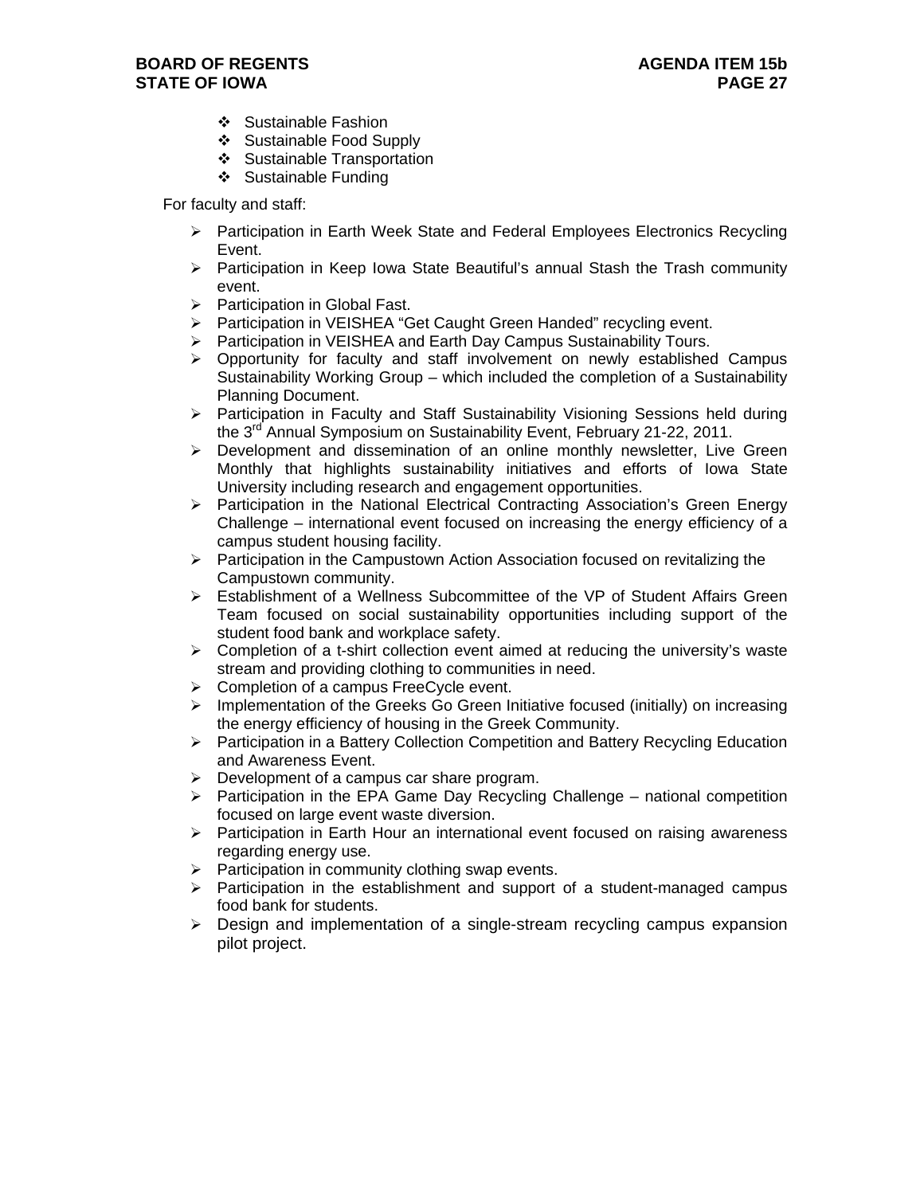- Sustainable Fashion
- Sustainable Food Supply
- Sustainable Transportation
- Sustainable Funding

For faculty and staff:

- Participation in Earth Week State and Federal Employees Electronics Recycling Event.
- Participation in Keep Iowa State Beautiful's annual Stash the Trash community event.
- Participation in Global Fast.
- Participation in VEISHEA "Get Caught Green Handed" recycling event.
- Participation in VEISHEA and Earth Day Campus Sustainability Tours.
- Opportunity for faculty and staff involvement on newly established Campus Sustainability Working Group – which included the completion of a Sustainability Planning Document.
- Participation in Faculty and Staff Sustainability Visioning Sessions held during the 3rd Annual Symposium on Sustainability Event, February 21-22, 2011.
- Development and dissemination of an online monthly newsletter, Live Green Monthly that highlights sustainability initiatives and efforts of Iowa State University including research and engagement opportunities.
- Participation in the National Electrical Contracting Association's Green Energy Challenge – international event focused on increasing the energy efficiency of a campus student housing facility.
- Participation in the Campustown Action Association focused on revitalizing the Campustown community.
- Establishment of a Wellness Subcommittee of the VP of Student Affairs Green Team focused on social sustainability opportunities including support of the student food bank and workplace safety.
- Completion of a t-shirt collection event aimed at reducing the university's waste stream and providing clothing to communities in need.
- Completion of a campus FreeCycle event.
- Implementation of the Greeks Go Green Initiative focused (initially) on increasing the energy efficiency of housing in the Greek Community.
- Participation in a Battery Collection Competition and Battery Recycling Education and Awareness Event.
- Development of a campus car share program.
- Participation in the EPA Game Day Recycling Challenge – national competition focused on large event waste diversion.
- Participation in Earth Hour an international event focused on raising awareness regarding energy use.
- Participation in community clothing swap events.
- Participation in the establishment and support of a student-managed campus food bank for students.
- Design and implementation of a single-stream recycling campus expansion pilot project.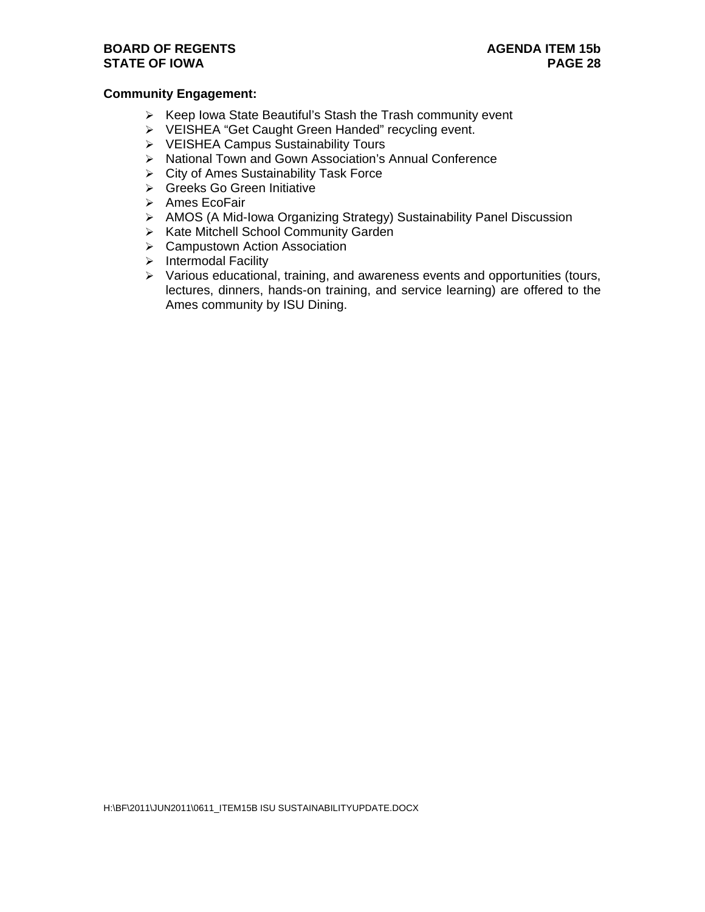**Community Engagement:**

- Keep Iowa State Beautiful's Stash the Trash community event
- VEISHEA "Get Caught Green Handed" recycling event.
- VEISHEA Campus Sustainability Tours
- National Town and Gown Association's Annual Conference
- City of Ames Sustainability Task Force
- Greeks Go Green Initiative
- Ames EcoFair
- AMOS (A Mid-Iowa Organizing Strategy) Sustainability Panel Discussion
- Kate Mitchell School Community Garden
- Campustown Action Association
- Intermodal Facility
- Various educational, training, and awareness events and opportunities (tours, lectures, dinners, hands-on training, and service learning) are offered to the Ames community by ISU Dining.